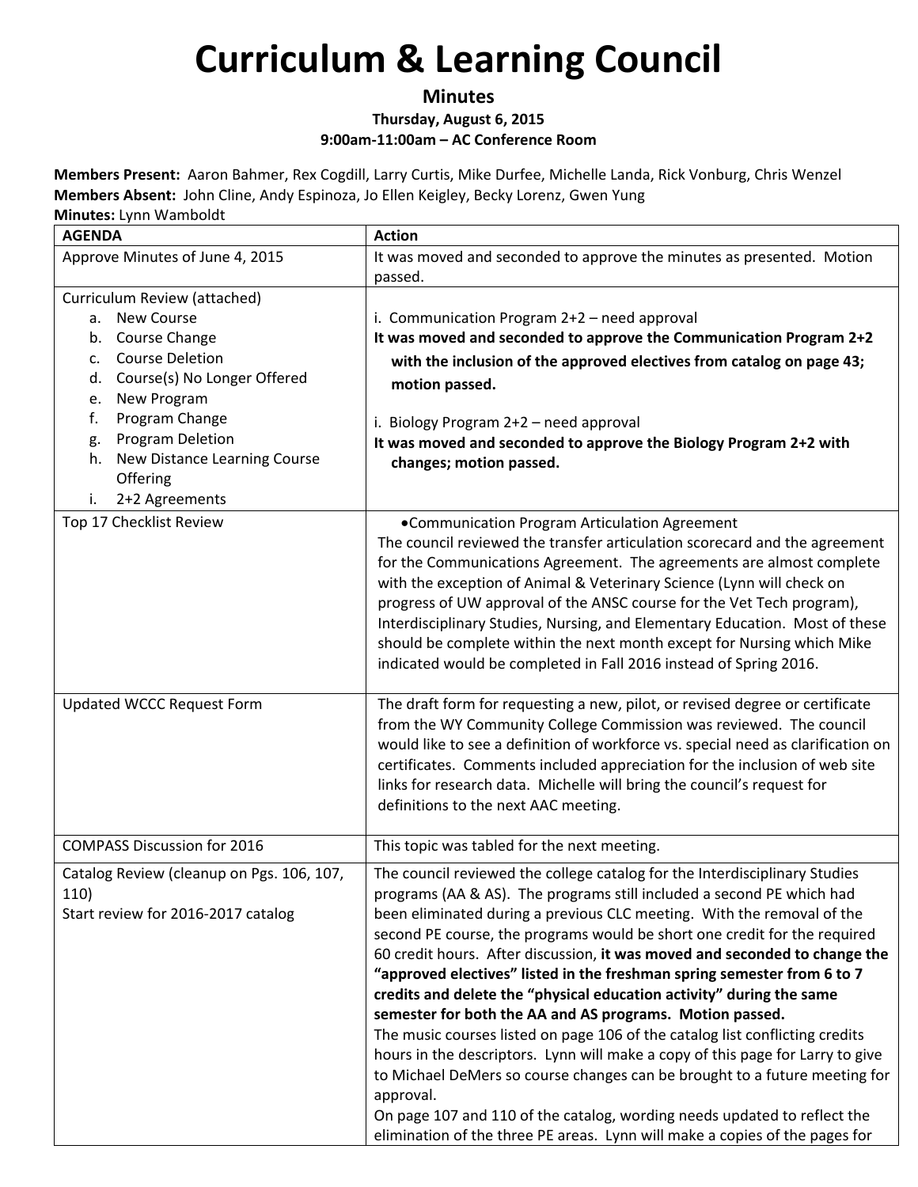# Curriculum & Learning Council

**Minutes**

**Thursday, August 6, 2015**

**9:00am-11:00am – AC Conference Room**

**Members Present:** Aaron Bahmer, Rex Cogdill, Larry Curtis, Mike Durfee, Michelle Landa, Rick Vonburg, Chris Wenzel
**Members Absent:** John Cline, Andy Espinoza, Jo Ellen Keigley, Becky Lorenz, Gwen Yung
**Minutes:** Lynn Wamboldt

| AGENDA | Action |
|---|---|
| Approve Minutes of June 4, 2015 | It was moved and seconded to approve the minutes as presented. Motion passed. |
| Curriculum Review (attached)<br>a. New Course<br>b. Course Change<br>c. Course Deletion<br>d. Course(s) No Longer Offered<br>e. New Program<br>f. Program Change<br>g. Program Deletion<br>h. New Distance Learning Course Offering<br>i. 2+2 Agreements | i. Communication Program 2+2 – need approval<br>**It was moved and seconded to approve the Communication Program 2+2 with the inclusion of the approved electives from catalog on page 43; motion passed.**<br><br>i. Biology Program 2+2 – need approval<br>**It was moved and seconded to approve the Biology Program 2+2 with changes; motion passed.** |
| Top 17 Checklist Review | • Communication Program Articulation Agreement<br>The council reviewed the transfer articulation scorecard and the agreement for the Communications Agreement. The agreements are almost complete with the exception of Animal & Veterinary Science (Lynn will check on progress of UW approval of the ANSC course for the Vet Tech program), Interdisciplinary Studies, Nursing, and Elementary Education. Most of these should be complete within the next month except for Nursing which Mike indicated would be completed in Fall 2016 instead of Spring 2016. |
| Updated WCCC Request Form | The draft form for requesting a new, pilot, or revised degree or certificate from the WY Community College Commission was reviewed. The council would like to see a definition of workforce vs. special need as clarification on certificates. Comments included appreciation for the inclusion of web site links for research data. Michelle will bring the council's request for definitions to the next AAC meeting. |
| COMPASS Discussion for 2016 | This topic was tabled for the next meeting. |
| Catalog Review (cleanup on Pgs. 106, 107, 110)<br>Start review for 2016-2017 catalog | The council reviewed the college catalog for the Interdisciplinary Studies programs (AA & AS). The programs still included a second PE which had been eliminated during a previous CLC meeting. With the removal of the second PE course, the programs would be short one credit for the required 60 credit hours. After discussion, **it was moved and seconded to change the "approved electives" listed in the freshman spring semester from 6 to 7 credits and delete the "physical education activity" during the same semester for both the AA and AS programs. Motion passed.**<br>The music courses listed on page 106 of the catalog list conflicting credits hours in the descriptors. Lynn will make a copy of this page for Larry to give to Michael DeMers so course changes can be brought to a future meeting for approval.<br>On page 107 and 110 of the catalog, wording needs updated to reflect the elimination of the three PE areas. Lynn will make a copies of the pages for |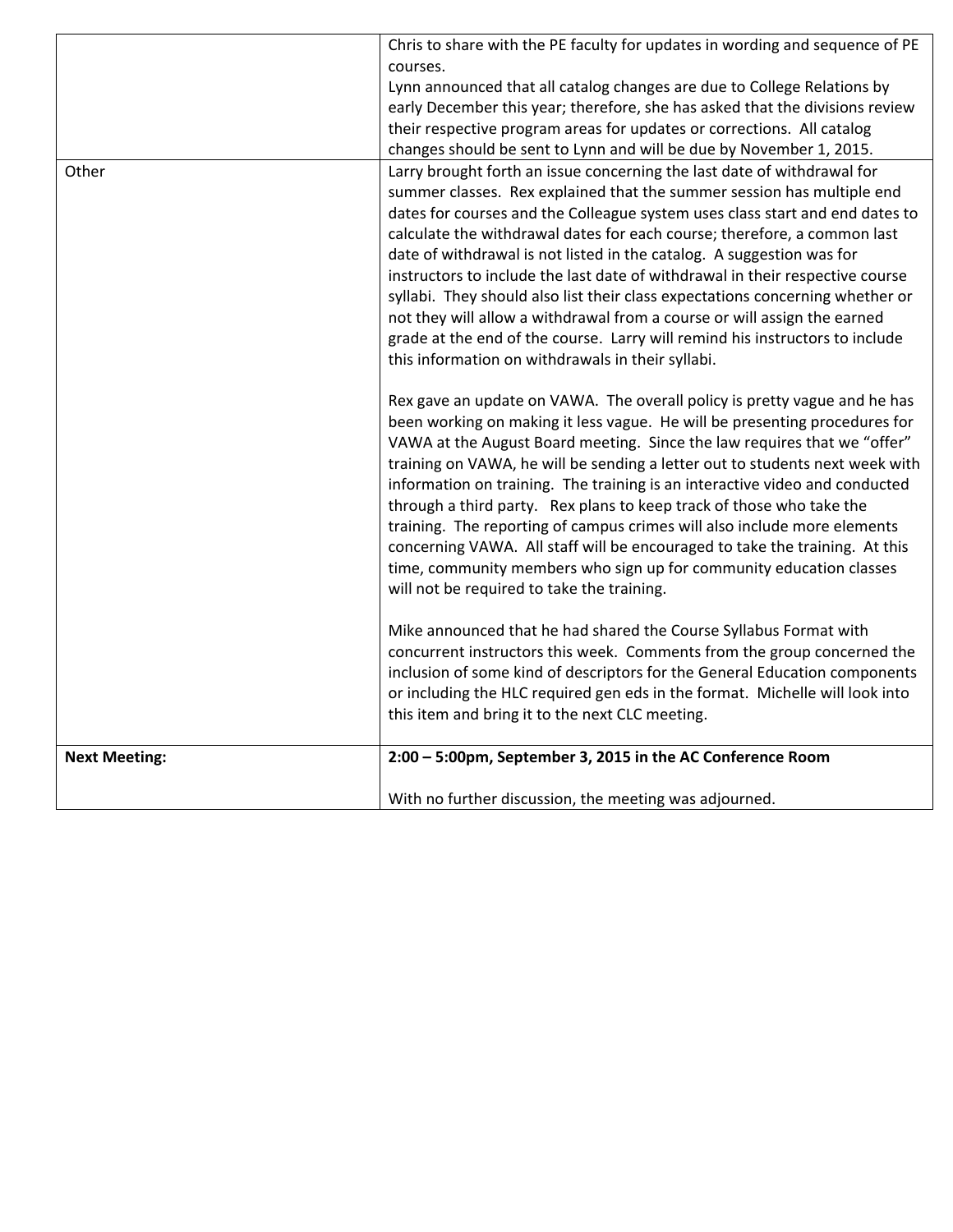| | |
|---|---|
| | Chris to share with the PE faculty for updates in wording and sequence of PE courses.<br>Lynn announced that all catalog changes are due to College Relations by early December this year; therefore, she has asked that the divisions review their respective program areas for updates or corrections. All catalog changes should be sent to Lynn and will be due by November 1, 2015. |
| Other | Larry brought forth an issue concerning the last date of withdrawal for summer classes. Rex explained that the summer session has multiple end dates for courses and the Colleague system uses class start and end dates to calculate the withdrawal dates for each course; therefore, a common last date of withdrawal is not listed in the catalog. A suggestion was for instructors to include the last date of withdrawal in their respective course syllabi. They should also list their class expectations concerning whether or not they will allow a withdrawal from a course or will assign the earned grade at the end of the course. Larry will remind his instructors to include this information on withdrawals in their syllabi.<br><br>Rex gave an update on VAWA. The overall policy is pretty vague and he has been working on making it less vague. He will be presenting procedures for VAWA at the August Board meeting. Since the law requires that we "offer" training on VAWA, he will be sending a letter out to students next week with information on training. The training is an interactive video and conducted through a third party. Rex plans to keep track of those who take the training. The reporting of campus crimes will also include more elements concerning VAWA. All staff will be encouraged to take the training. At this time, community members who sign up for community education classes will not be required to take the training.<br><br>Mike announced that he had shared the Course Syllabus Format with concurrent instructors this week. Comments from the group concerned the inclusion of some kind of descriptors for the General Education components or including the HLC required gen eds in the format. Michelle will look into this item and bring it to the next CLC meeting. |
| **Next Meeting:** | **2:00 – 5:00pm, September 3, 2015 in the AC Conference Room**<br><br>With no further discussion, the meeting was adjourned. |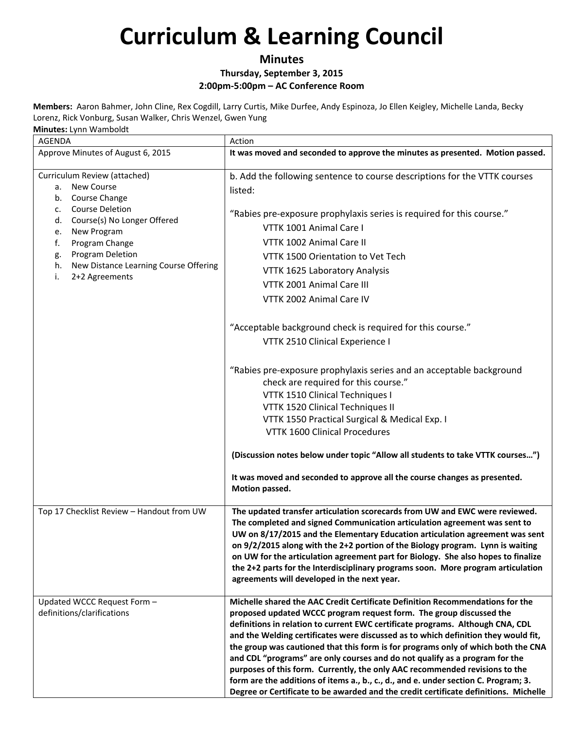# Curriculum & Learning Council

**Minutes**

**Thursday, September 3, 2015**

**2:00pm-5:00pm – AC Conference Room**

**Members:** Aaron Bahmer, John Cline, Rex Cogdill, Larry Curtis, Mike Durfee, Andy Espinoza, Jo Ellen Keigley, Michelle Landa, Becky Lorenz, Rick Vonburg, Susan Walker, Chris Wenzel, Gwen Yung

**Minutes:** Lynn Wamboldt

| AGENDA | Action |
|---|---|
| Approve Minutes of August 6, 2015 | **It was moved and seconded to approve the minutes as presented. Motion passed.** |
| Curriculum Review (attached)<br>a. New Course<br>b. Course Change<br>c. Course Deletion<br>d. Course(s) No Longer Offered<br>e. New Program<br>f. Program Change<br>g. Program Deletion<br>h. New Distance Learning Course Offering<br>i. 2+2 Agreements | b. Add the following sentence to course descriptions for the VTTK courses listed:<br><br>"Rabies pre-exposure prophylaxis series is required for this course."<br>VTTK 1001 Animal Care I<br>VTTK 1002 Animal Care II<br>VTTK 1500 Orientation to Vet Tech<br>VTTK 1625 Laboratory Analysis<br>VTTK 2001 Animal Care III<br>VTTK 2002 Animal Care IV<br><br>"Acceptable background check is required for this course."<br>VTTK 2510 Clinical Experience I<br><br>"Rabies pre-exposure prophylaxis series and an acceptable background check are required for this course."<br>VTTK 1510 Clinical Techniques I<br>VTTK 1520 Clinical Techniques II<br>VTTK 1550 Practical Surgical & Medical Exp. I<br>VTTK 1600 Clinical Procedures<br><br>**(Discussion notes below under topic "Allow all students to take VTTK courses…")**<br><br>**It was moved and seconded to approve all the course changes as presented. Motion passed.** |
| Top 17 Checklist Review – Handout from UW | **The updated transfer articulation scorecards from UW and EWC were reviewed. The completed and signed Communication articulation agreement was sent to UW on 8/17/2015 and the Elementary Education articulation agreement was sent on 9/2/2015 along with the 2+2 portion of the Biology program. Lynn is waiting on UW for the articulation agreement part for Biology. She also hopes to finalize the 2+2 parts for the Interdisciplinary programs soon. More program articulation agreements will developed in the next year.** |
| Updated WCCC Request Form – definitions/clarifications | **Michelle shared the AAC Credit Certificate Definition Recommendations for the proposed updated WCCC program request form. The group discussed the definitions in relation to current EWC certificate programs. Although CNA, CDL and the Welding certificates were discussed as to which definition they would fit, the group was cautioned that this form is for programs only of which both the CNA and CDL "programs" are only courses and do not qualify as a program for the purposes of this form. Currently, the only AAC recommended revisions to the form are the additions of items a., b., c., d., and e. under section C. Program; 3. Degree or Certificate to be awarded and the credit certificate definitions. Michelle** |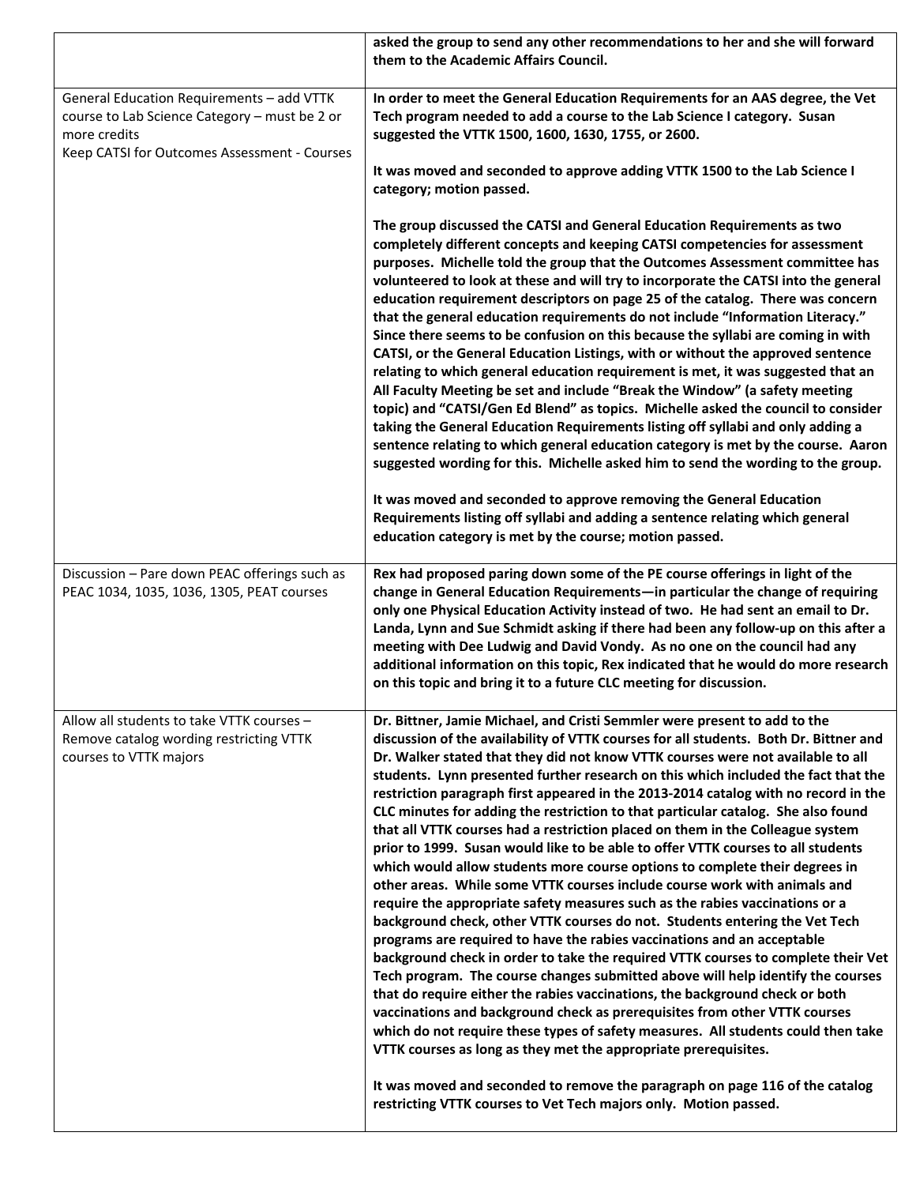| | |
|---|---|
| | **asked the group to send any other recommendations to her and she will forward them to the Academic Affairs Council.** |
| General Education Requirements – add VTTK course to Lab Science Category – must be 2 or more credits<br>Keep CATSI for Outcomes Assessment - Courses | **In order to meet the General Education Requirements for an AAS degree, the Vet Tech program needed to add a course to the Lab Science I category. Susan suggested the VTTK 1500, 1600, 1630, 1755, or 2600.**<br><br>**It was moved and seconded to approve adding VTTK 1500 to the Lab Science I category; motion passed.**<br><br>**The group discussed the CATSI and General Education Requirements as two completely different concepts and keeping CATSI competencies for assessment purposes. Michelle told the group that the Outcomes Assessment committee has volunteered to look at these and will try to incorporate the CATSI into the general education requirement descriptors on page 25 of the catalog. There was concern that the general education requirements do not include "Information Literacy." Since there seems to be confusion on this because the syllabi are coming in with CATSI, or the General Education Listings, with or without the approved sentence relating to which general education requirement is met, it was suggested that an All Faculty Meeting be set and include "Break the Window" (a safety meeting topic) and "CATSI/Gen Ed Blend" as topics. Michelle asked the council to consider taking the General Education Requirements listing off syllabi and only adding a sentence relating to which general education category is met by the course. Aaron suggested wording for this. Michelle asked him to send the wording to the group.**<br><br>**It was moved and seconded to approve removing the General Education Requirements listing off syllabi and adding a sentence relating which general education category is met by the course; motion passed.** |
| Discussion – Pare down PEAC offerings such as PEAC 1034, 1035, 1036, 1305, PEAT courses | **Rex had proposed paring down some of the PE course offerings in light of the change in General Education Requirements—in particular the change of requiring only one Physical Education Activity instead of two. He had sent an email to Dr. Landa, Lynn and Sue Schmidt asking if there had been any follow-up on this after a meeting with Dee Ludwig and David Vondy. As no one on the council had any additional information on this topic, Rex indicated that he would do more research on this topic and bring it to a future CLC meeting for discussion.** |
| Allow all students to take VTTK courses – Remove catalog wording restricting VTTK courses to VTTK majors | **Dr. Bittner, Jamie Michael, and Cristi Semmler were present to add to the discussion of the availability of VTTK courses for all students. Both Dr. Bittner and Dr. Walker stated that they did not know VTTK courses were not available to all students. Lynn presented further research on this which included the fact that the restriction paragraph first appeared in the 2013-2014 catalog with no record in the CLC minutes for adding the restriction to that particular catalog. She also found that all VTTK courses had a restriction placed on them in the Colleague system prior to 1999. Susan would like to be able to offer VTTK courses to all students which would allow students more course options to complete their degrees in other areas. While some VTTK courses include course work with animals and require the appropriate safety measures such as the rabies vaccinations or a background check, other VTTK courses do not. Students entering the Vet Tech programs are required to have the rabies vaccinations and an acceptable background check in order to take the required VTTK courses to complete their Vet Tech program. The course changes submitted above will help identify the courses that do require either the rabies vaccinations, the background check or both vaccinations and background check as prerequisites from other VTTK courses which do not require these types of safety measures. All students could then take VTTK courses as long as they met the appropriate prerequisites.**<br><br>**It was moved and seconded to remove the paragraph on page 116 of the catalog restricting VTTK courses to Vet Tech majors only. Motion passed.** |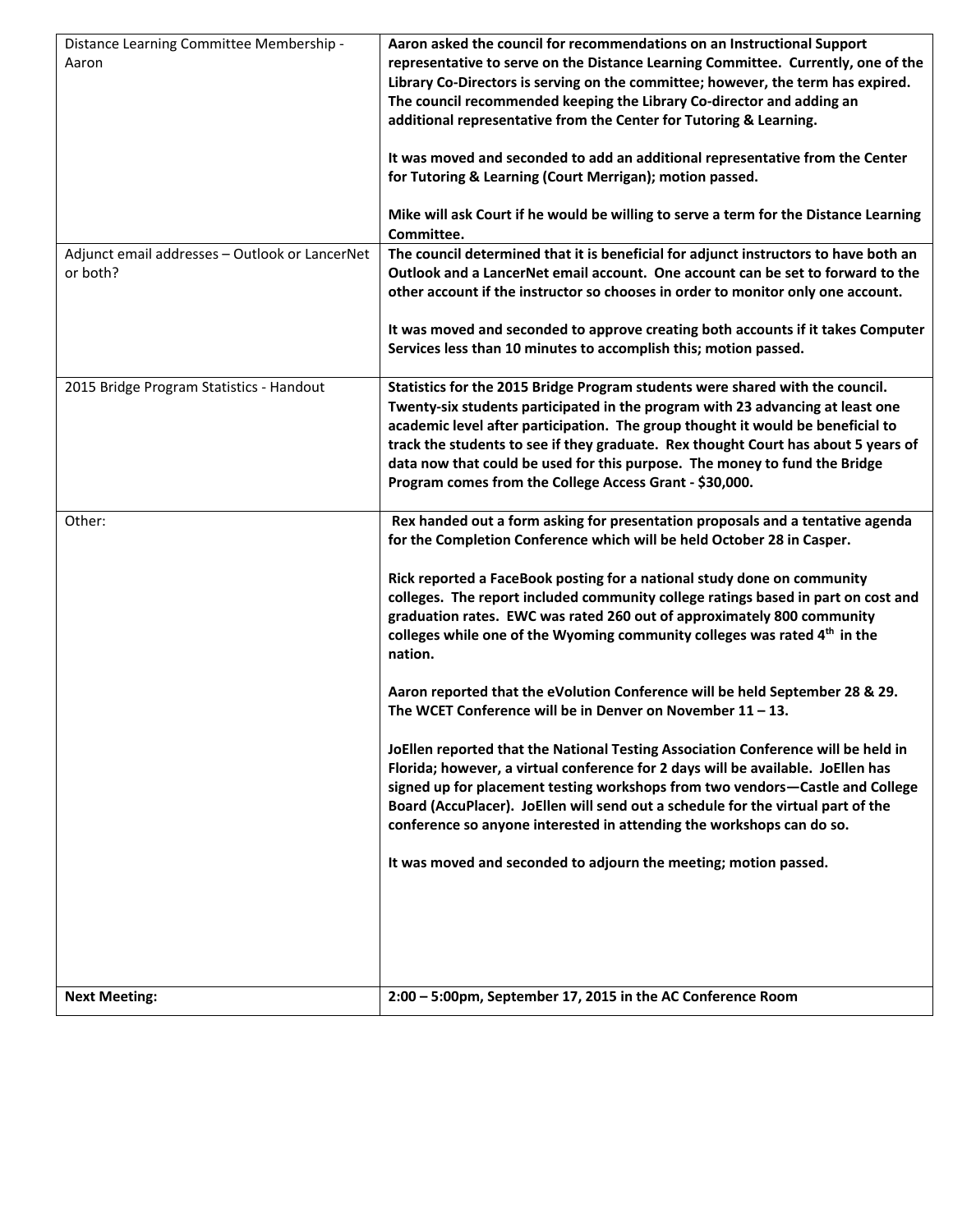| | |
|---|---|
| Distance Learning Committee Membership - Aaron | **Aaron asked the council for recommendations on an Instructional Support representative to serve on the Distance Learning Committee. Currently, one of the Library Co-Directors is serving on the committee; however, the term has expired. The council recommended keeping the Library Co-director and adding an additional representative from the Center for Tutoring & Learning.**<br><br>**It was moved and seconded to add an additional representative from the Center for Tutoring & Learning (Court Merrigan); motion passed.**<br><br>**Mike will ask Court if he would be willing to serve a term for the Distance Learning Committee.** |
| Adjunct email addresses – Outlook or LancerNet or both? | **The council determined that it is beneficial for adjunct instructors to have both an Outlook and a LancerNet email account. One account can be set to forward to the other account if the instructor so chooses in order to monitor only one account.**<br><br>**It was moved and seconded to approve creating both accounts if it takes Computer Services less than 10 minutes to accomplish this; motion passed.** |
| 2015 Bridge Program Statistics - Handout | **Statistics for the 2015 Bridge Program students were shared with the council. Twenty-six students participated in the program with 23 advancing at least one academic level after participation. The group thought it would be beneficial to track the students to see if they graduate. Rex thought Court has about 5 years of data now that could be used for this purpose. The money to fund the Bridge Program comes from the College Access Grant - $30,000.** |
| Other: | **Rex handed out a form asking for presentation proposals and a tentative agenda for the Completion Conference which will be held October 28 in Casper.**<br><br>**Rick reported a FaceBook posting for a national study done on community colleges. The report included community college ratings based in part on cost and graduation rates. EWC was rated 260 out of approximately 800 community colleges while one of the Wyoming community colleges was rated 4th in the nation.**<br><br>**Aaron reported that the eVolution Conference will be held September 28 & 29. The WCET Conference will be in Denver on November 11 – 13.**<br><br>**JoEllen reported that the National Testing Association Conference will be held in Florida; however, a virtual conference for 2 days will be available. JoEllen has signed up for placement testing workshops from two vendors—Castle and College Board (AccuPlacer). JoEllen will send out a schedule for the virtual part of the conference so anyone interested in attending the workshops can do so.**<br><br>**It was moved and seconded to adjourn the meeting; motion passed.** |
| **Next Meeting:** | **2:00 – 5:00pm, September 17, 2015 in the AC Conference Room** |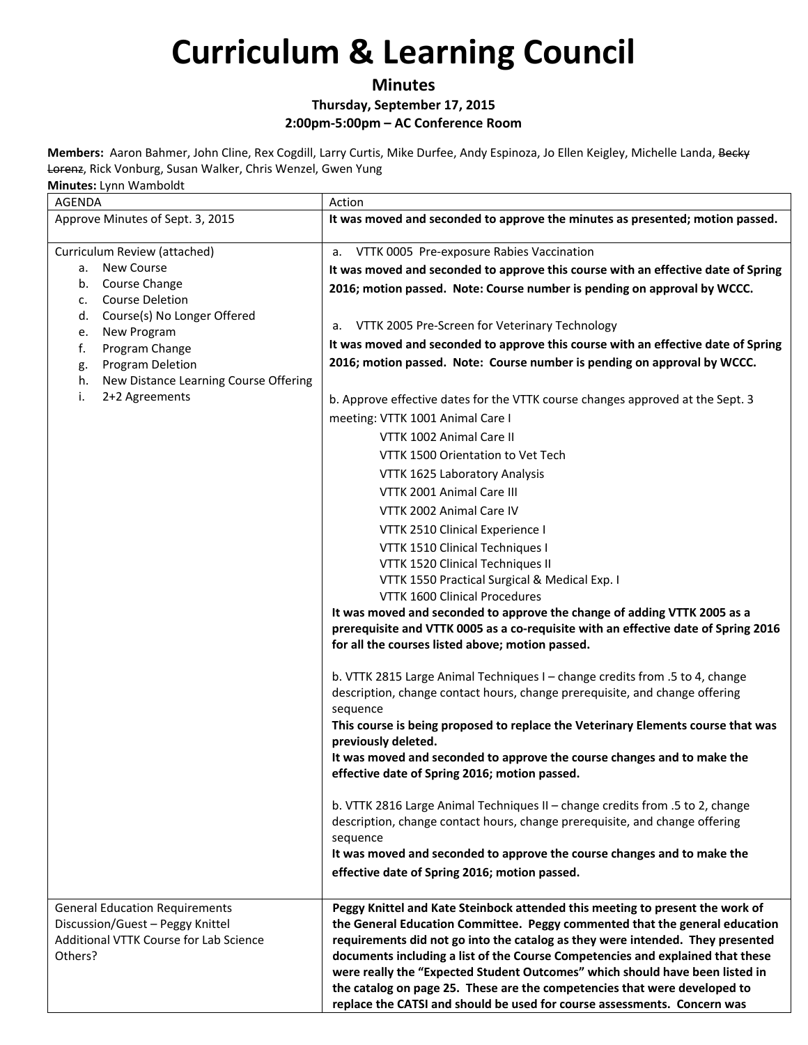# Curriculum & Learning Council

**Minutes**

**Thursday, September 17, 2015**

**2:00pm-5:00pm – AC Conference Room**

**Members:** Aaron Bahmer, John Cline, Rex Cogdill, Larry Curtis, Mike Durfee, Andy Espinoza, Jo Ellen Keigley, Michelle Landa, ~~Becky Lorenz~~, Rick Vonburg, Susan Walker, Chris Wenzel, Gwen Yung

**Minutes:** Lynn Wamboldt

| AGENDA | Action |
|---|---|
| Approve Minutes of Sept. 3, 2015 | **It was moved and seconded to approve the minutes as presented; motion passed.** |
| Curriculum Review (attached)<br>a. New Course<br>b. Course Change<br>c. Course Deletion<br>d. Course(s) No Longer Offered<br>e. New Program<br>f. Program Change<br>g. Program Deletion<br>h. New Distance Learning Course Offering<br>i. 2+2 Agreements | a. VTTK 0005 Pre-exposure Rabies Vaccination<br>**It was moved and seconded to approve this course with an effective date of Spring 2016; motion passed. Note: Course number is pending on approval by WCCC.**<br><br>a. VTTK 2005 Pre-Screen for Veterinary Technology<br>**It was moved and seconded to approve this course with an effective date of Spring 2016; motion passed. Note: Course number is pending on approval by WCCC.**<br><br>b. Approve effective dates for the VTTK course changes approved at the Sept. 3 meeting: VTTK 1001 Animal Care I<br>VTTK 1002 Animal Care II<br>VTTK 1500 Orientation to Vet Tech<br>VTTK 1625 Laboratory Analysis<br>VTTK 2001 Animal Care III<br>VTTK 2002 Animal Care IV<br>VTTK 2510 Clinical Experience I<br>VTTK 1510 Clinical Techniques I<br>VTTK 1520 Clinical Techniques II<br>VTTK 1550 Practical Surgical & Medical Exp. I<br>VTTK 1600 Clinical Procedures<br>**It was moved and seconded to approve the change of adding VTTK 2005 as a prerequisite and VTTK 0005 as a co-requisite with an effective date of Spring 2016 for all the courses listed above; motion passed.**<br><br>b. VTTK 2815 Large Animal Techniques I – change credits from .5 to 4, change description, change contact hours, change prerequisite, and change offering sequence<br>**This course is being proposed to replace the Veterinary Elements course that was previously deleted.**<br>**It was moved and seconded to approve the course changes and to make the effective date of Spring 2016; motion passed.**<br><br>b. VTTK 2816 Large Animal Techniques II – change credits from .5 to 2, change description, change contact hours, change prerequisite, and change offering sequence<br>**It was moved and seconded to approve the course changes and to make the effective date of Spring 2016; motion passed.** |
| General Education Requirements Discussion/Guest – Peggy Knittel<br>Additional VTTK Course for Lab Science<br>Others? | **Peggy Knittel and Kate Steinbock attended this meeting to present the work of the General Education Committee. Peggy commented that the general education requirements did not go into the catalog as they were intended. They presented documents including a list of the Course Competencies and explained that these were really the "Expected Student Outcomes" which should have been listed in the catalog on page 25. These are the competencies that were developed to replace the CATSI and should be used for course assessments. Concern was** |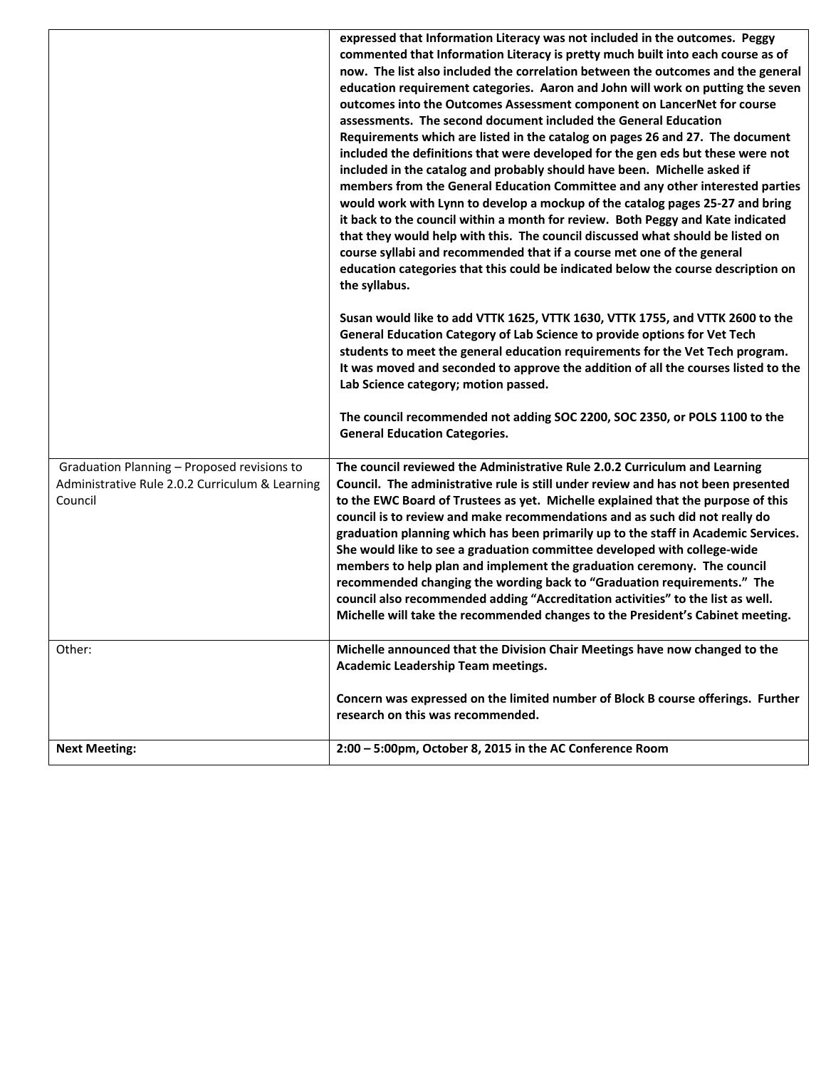| | |
|---|---|
| | **expressed that Information Literacy was not included in the outcomes. Peggy commented that Information Literacy is pretty much built into each course as of now. The list also included the correlation between the outcomes and the general education requirement categories. Aaron and John will work on putting the seven outcomes into the Outcomes Assessment component on LancerNet for course assessments. The second document included the General Education Requirements which are listed in the catalog on pages 26 and 27. The document included the definitions that were developed for the gen eds but these were not included in the catalog and probably should have been. Michelle asked if members from the General Education Committee and any other interested parties would work with Lynn to develop a mockup of the catalog pages 25-27 and bring it back to the council within a month for review. Both Peggy and Kate indicated that they would help with this. The council discussed what should be listed on course syllabi and recommended that if a course met one of the general education categories that this could be indicated below the course description on the syllabus.**<br><br>**Susan would like to add VTTK 1625, VTTK 1630, VTTK 1755, and VTTK 2600 to the General Education Category of Lab Science to provide options for Vet Tech students to meet the general education requirements for the Vet Tech program. It was moved and seconded to approve the addition of all the courses listed to the Lab Science category; motion passed.**<br><br>**The council recommended not adding SOC 2200, SOC 2350, or POLS 1100 to the General Education Categories.** |
| Graduation Planning – Proposed revisions to Administrative Rule 2.0.2 Curriculum & Learning Council | **The council reviewed the Administrative Rule 2.0.2 Curriculum and Learning Council. The administrative rule is still under review and has not been presented to the EWC Board of Trustees as yet. Michelle explained that the purpose of this council is to review and make recommendations and as such did not really do graduation planning which has been primarily up to the staff in Academic Services. She would like to see a graduation committee developed with college-wide members to help plan and implement the graduation ceremony. The council recommended changing the wording back to "Graduation requirements." The council also recommended adding "Accreditation activities" to the list as well. Michelle will take the recommended changes to the President's Cabinet meeting.** |
| Other: | **Michelle announced that the Division Chair Meetings have now changed to the Academic Leadership Team meetings.**<br><br>**Concern was expressed on the limited number of Block B course offerings. Further research on this was recommended.** |
| **Next Meeting:** | **2:00 – 5:00pm, October 8, 2015 in the AC Conference Room** |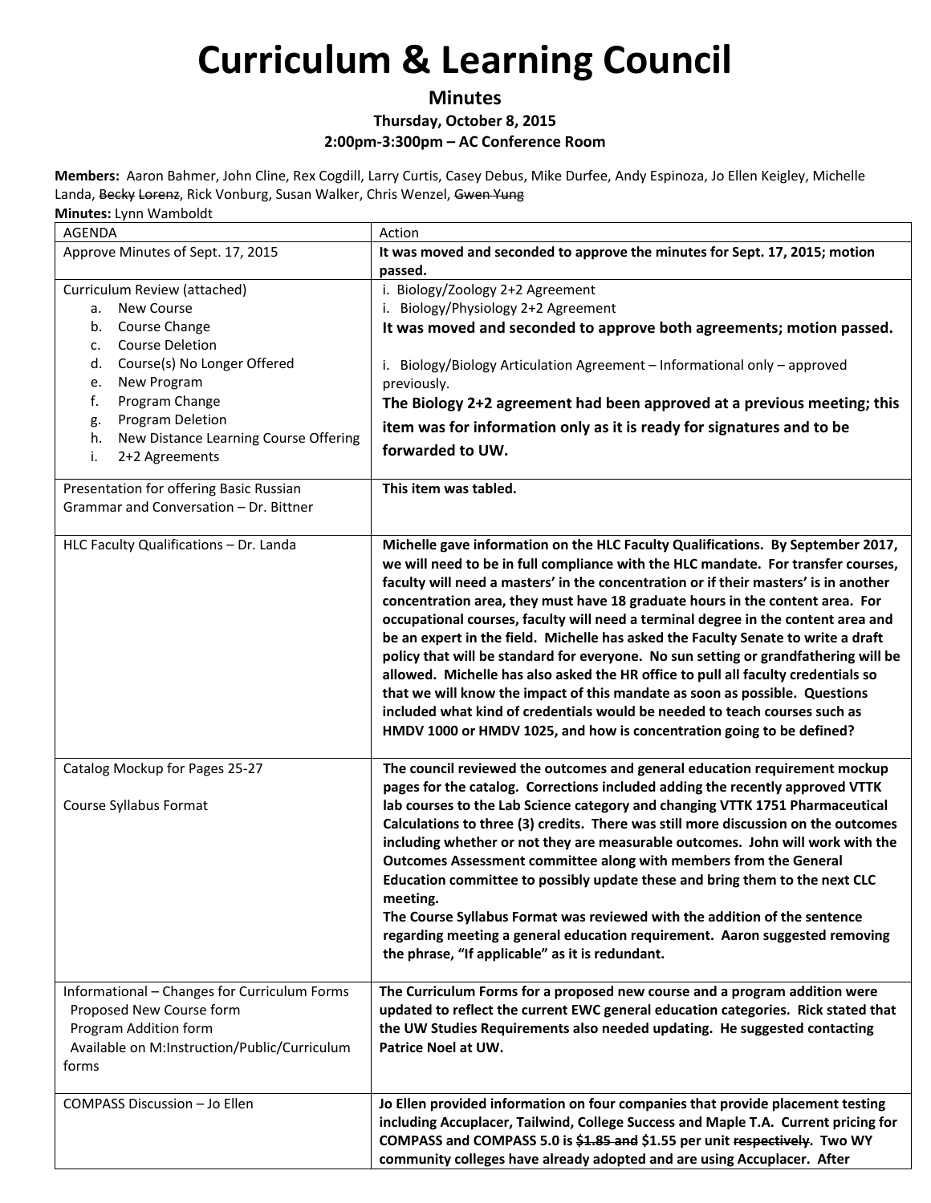# Curriculum & Learning Council

**Minutes**

**Thursday, October 8, 2015**

**2:00pm-3:300pm – AC Conference Room**

**Members:** Aaron Bahmer, John Cline, Rex Cogdill, Larry Curtis, Casey Debus, Mike Durfee, Andy Espinoza, Jo Ellen Keigley, Michelle Landa, ~~Becky Lorenz~~, Rick Vonburg, Susan Walker, Chris Wenzel, ~~Gwen Yung~~

**Minutes:** Lynn Wamboldt

| AGENDA | Action |
|---|---|
| Approve Minutes of Sept. 17, 2015 | **It was moved and seconded to approve the minutes for Sept. 17, 2015; motion passed.** |
| Curriculum Review (attached)<br>a. New Course<br>b. Course Change<br>c. Course Deletion<br>d. Course(s) No Longer Offered<br>e. New Program<br>f. Program Change<br>g. Program Deletion<br>h. New Distance Learning Course Offering<br>i. 2+2 Agreements | i. Biology/Zoology 2+2 Agreement<br>i. Biology/Physiology 2+2 Agreement<br>**It was moved and seconded to approve both agreements; motion passed.**<br><br>i. Biology/Biology Articulation Agreement – Informational only – approved previously.<br>**The Biology 2+2 agreement had been approved at a previous meeting; this item was for information only as it is ready for signatures and to be forwarded to UW.** |
| Presentation for offering Basic Russian Grammar and Conversation – Dr. Bittner | **This item was tabled.** |
| HLC Faculty Qualifications – Dr. Landa | **Michelle gave information on the HLC Faculty Qualifications. By September 2017, we will need to be in full compliance with the HLC mandate. For transfer courses, faculty will need a masters' in the concentration or if their masters' is in another concentration area, they must have 18 graduate hours in the content area. For occupational courses, faculty will need a terminal degree in the content area and be an expert in the field. Michelle has asked the Faculty Senate to write a draft policy that will be standard for everyone. No sun setting or grandfathering will be allowed. Michelle has also asked the HR office to pull all faculty credentials so that we will know the impact of this mandate as soon as possible. Questions included what kind of credentials would be needed to teach courses such as HMDV 1000 or HMDV 1025, and how is concentration going to be defined?** |
| Catalog Mockup for Pages 25-27<br><br>Course Syllabus Format | **The council reviewed the outcomes and general education requirement mockup pages for the catalog. Corrections included adding the recently approved VTTK lab courses to the Lab Science category and changing VTTK 1751 Pharmaceutical Calculations to three (3) credits. There was still more discussion on the outcomes including whether or not they are measurable outcomes. John will work with the Outcomes Assessment committee along with members from the General Education committee to possibly update these and bring them to the next CLC meeting.**<br>**The Course Syllabus Format was reviewed with the addition of the sentence regarding meeting a general education requirement. Aaron suggested removing the phrase, "If applicable" as it is redundant.** |
| Informational – Changes for Curriculum Forms<br>Proposed New Course form<br>Program Addition form<br>Available on M:Instruction/Public/Curriculum forms | **The Curriculum Forms for a proposed new course and a program addition were updated to reflect the current EWC general education categories. Rick stated that the UW Studies Requirements also needed updating. He suggested contacting Patrice Noel at UW.** |
| COMPASS Discussion – Jo Ellen | **Jo Ellen provided information on four companies that provide placement testing including Accuplacer, Tailwind, College Success and Maple T.A. Current pricing for COMPASS and COMPASS 5.0 is ~~$1.85 and~~ $1.55 per unit ~~respectively~~. Two WY community colleges have already adopted and are using Accuplacer. After** |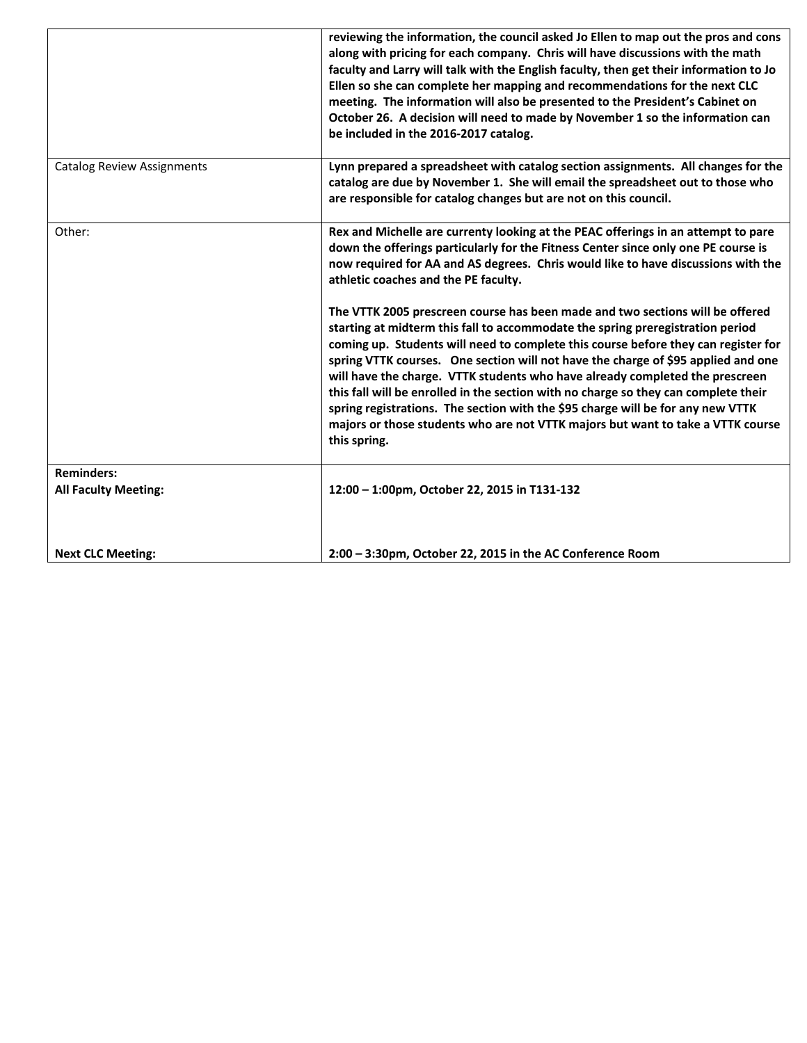| | |
|---|---|
| | **reviewing the information, the council asked Jo Ellen to map out the pros and cons along with pricing for each company. Chris will have discussions with the math faculty and Larry will talk with the English faculty, then get their information to Jo Ellen so she can complete her mapping and recommendations for the next CLC meeting. The information will also be presented to the President's Cabinet on October 26. A decision will need to made by November 1 so the information can be included in the 2016-2017 catalog.** |
| Catalog Review Assignments | **Lynn prepared a spreadsheet with catalog section assignments. All changes for the catalog are due by November 1. She will email the spreadsheet out to those who are responsible for catalog changes but are not on this council.** |
| Other: | **Rex and Michelle are currenty looking at the PEAC offerings in an attempt to pare down the offerings particularly for the Fitness Center since only one PE course is now required for AA and AS degrees. Chris would like to have discussions with the athletic coaches and the PE faculty.**<br><br>**The VTTK 2005 prescreen course has been made and two sections will be offered starting at midterm this fall to accommodate the spring preregistration period coming up. Students will need to complete this course before they can register for spring VTTK courses. One section will not have the charge of $95 applied and one will have the charge. VTTK students who have already completed the prescreen this fall will be enrolled in the section with no charge so they can complete their spring registrations. The section with the $95 charge will be for any new VTTK majors or those students who are not VTTK majors but want to take a VTTK course this spring.** |
| **Reminders:**<br>**All Faculty Meeting:**<br><br><br>**Next CLC Meeting:** | <br>**12:00 – 1:00pm, October 22, 2015 in T131-132**<br><br><br>**2:00 – 3:30pm, October 22, 2015 in the AC Conference Room** |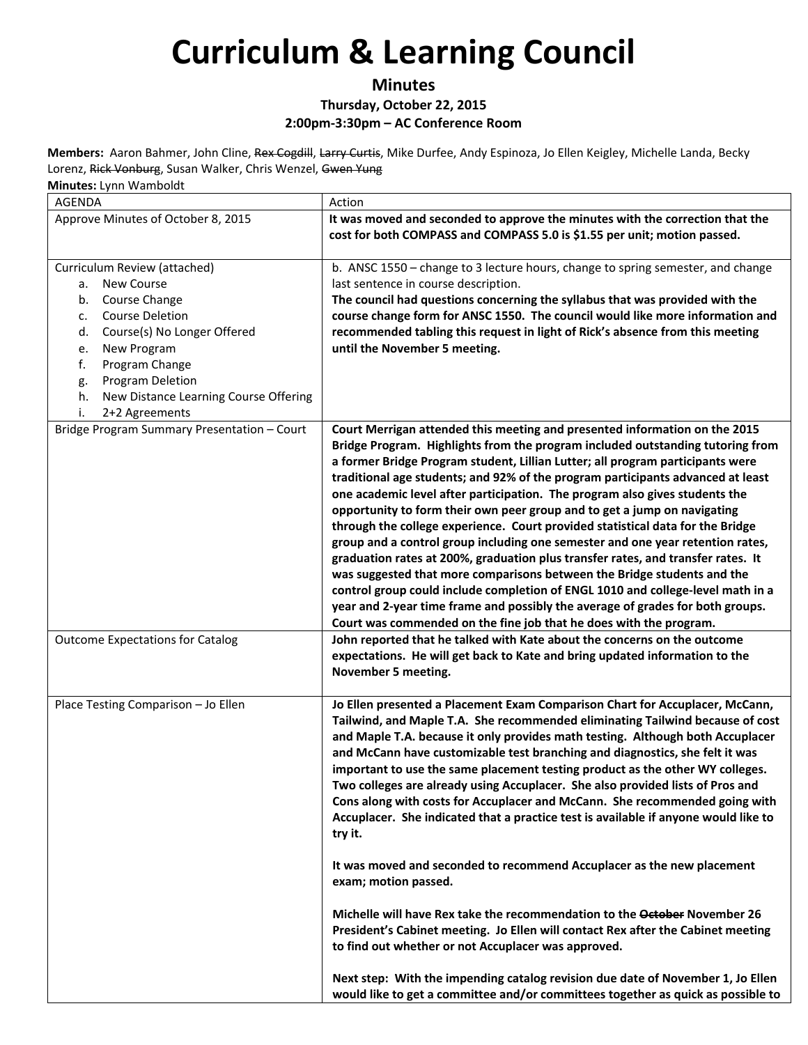# Curriculum & Learning Council

**Minutes**

**Thursday, October 22, 2015**

**2:00pm-3:30pm – AC Conference Room**

**Members:** Aaron Bahmer, John Cline, ~~Rex Cogdill~~, ~~Larry Curtis~~, Mike Durfee, Andy Espinoza, Jo Ellen Keigley, Michelle Landa, Becky Lorenz, ~~Rick Vonburg~~, Susan Walker, Chris Wenzel, ~~Gwen Yung~~

**Minutes:** Lynn Wamboldt

| AGENDA | Action |
|---|---|
| Approve Minutes of October 8, 2015 | **It was moved and seconded to approve the minutes with the correction that the cost for both COMPASS and COMPASS 5.0 is $1.55 per unit; motion passed.** |
| Curriculum Review (attached)<br>a. New Course<br>b. Course Change<br>c. Course Deletion<br>d. Course(s) No Longer Offered<br>e. New Program<br>f. Program Change<br>g. Program Deletion<br>h. New Distance Learning Course Offering<br>i. 2+2 Agreements | b. ANSC 1550 – change to 3 lecture hours, change to spring semester, and change last sentence in course description.<br>**The council had questions concerning the syllabus that was provided with the course change form for ANSC 1550. The council would like more information and recommended tabling this request in light of Rick's absence from this meeting until the November 5 meeting.** |
| Bridge Program Summary Presentation – Court | **Court Merrigan attended this meeting and presented information on the 2015 Bridge Program. Highlights from the program included outstanding tutoring from a former Bridge Program student, Lillian Lutter; all program participants were traditional age students; and 92% of the program participants advanced at least one academic level after participation. The program also gives students the opportunity to form their own peer group and to get a jump on navigating through the college experience. Court provided statistical data for the Bridge group and a control group including one semester and one year retention rates, graduation rates at 200%, graduation plus transfer rates, and transfer rates. It was suggested that more comparisons between the Bridge students and the control group could include completion of ENGL 1010 and college-level math in a year and 2-year time frame and possibly the average of grades for both groups. Court was commended on the fine job that he does with the program.** |
| Outcome Expectations for Catalog | **John reported that he talked with Kate about the concerns on the outcome expectations. He will get back to Kate and bring updated information to the November 5 meeting.** |
| Place Testing Comparison – Jo Ellen | **Jo Ellen presented a Placement Exam Comparison Chart for Accuplacer, McCann, Tailwind, and Maple T.A. She recommended eliminating Tailwind because of cost and Maple T.A. because it only provides math testing. Although both Accuplacer and McCann have customizable test branching and diagnostics, she felt it was important to use the same placement testing product as the other WY colleges. Two colleges are already using Accuplacer. She also provided lists of Pros and Cons along with costs for Accuplacer and McCann. She recommended going with Accuplacer. She indicated that a practice test is available if anyone would like to try it.**<br><br>**It was moved and seconded to recommend Accuplacer as the new placement exam; motion passed.**<br><br>**Michelle will have Rex take the recommendation to the ~~October~~ November 26 President's Cabinet meeting. Jo Ellen will contact Rex after the Cabinet meeting to find out whether or not Accuplacer was approved.**<br><br>**Next step: With the impending catalog revision due date of November 1, Jo Ellen would like to get a committee and/or committees together as quick as possible to** |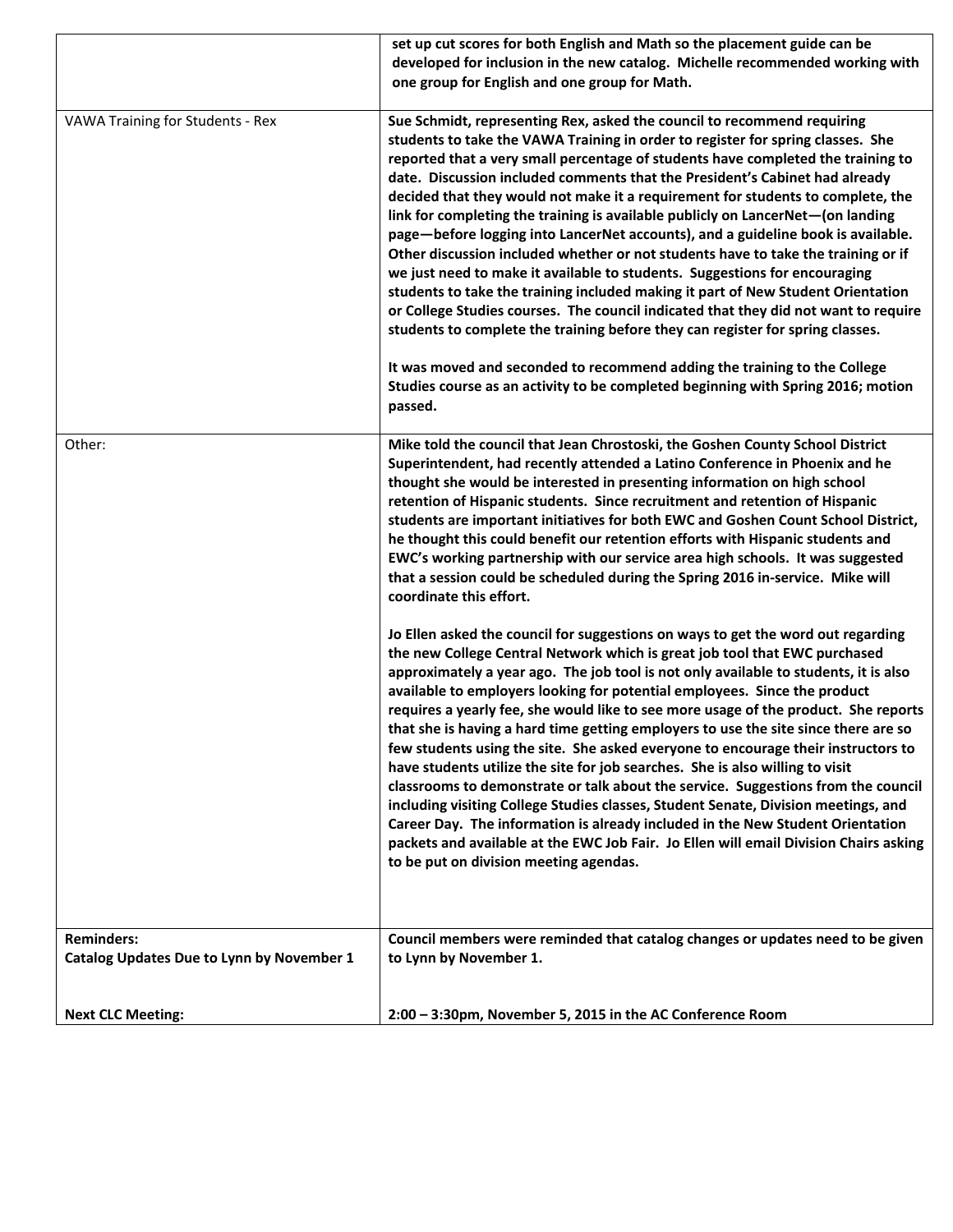| | |
|---|---|
| | **set up cut scores for both English and Math so the placement guide can be developed for inclusion in the new catalog. Michelle recommended working with one group for English and one group for Math.** |
| VAWA Training for Students - Rex | **Sue Schmidt, representing Rex, asked the council to recommend requiring students to take the VAWA Training in order to register for spring classes. She reported that a very small percentage of students have completed the training to date. Discussion included comments that the President's Cabinet had already decided that they would not make it a requirement for students to complete, the link for completing the training is available publicly on LancerNet—(on landing page—before logging into LancerNet accounts), and a guideline book is available. Other discussion included whether or not students have to take the training or if we just need to make it available to students. Suggestions for encouraging students to take the training included making it part of New Student Orientation or College Studies courses. The council indicated that they did not want to require students to complete the training before they can register for spring classes.**<br><br>**It was moved and seconded to recommend adding the training to the College Studies course as an activity to be completed beginning with Spring 2016; motion passed.** |
| Other: | **Mike told the council that Jean Chrostoski, the Goshen County School District Superintendent, had recently attended a Latino Conference in Phoenix and he thought she would be interested in presenting information on high school retention of Hispanic students. Since recruitment and retention of Hispanic students are important initiatives for both EWC and Goshen Count School District, he thought this could benefit our retention efforts with Hispanic students and EWC's working partnership with our service area high schools. It was suggested that a session could be scheduled during the Spring 2016 in-service. Mike will coordinate this effort.**<br><br>**Jo Ellen asked the council for suggestions on ways to get the word out regarding the new College Central Network which is great job tool that EWC purchased approximately a year ago. The job tool is not only available to students, it is also available to employers looking for potential employees. Since the product requires a yearly fee, she would like to see more usage of the product. She reports that she is having a hard time getting employers to use the site since there are so few students using the site. She asked everyone to encourage their instructors to have students utilize the site for job searches. She is also willing to visit classrooms to demonstrate or talk about the service. Suggestions from the council including visiting College Studies classes, Student Senate, Division meetings, and Career Day. The information is already included in the New Student Orientation packets and available at the EWC Job Fair. Jo Ellen will email Division Chairs asking to be put on division meeting agendas.** |
| **Reminders:**<br>**Catalog Updates Due to Lynn by November 1**<br><br>**Next CLC Meeting:** | **Council members were reminded that catalog changes or updates need to be given to Lynn by November 1.**<br><br>**2:00 – 3:30pm, November 5, 2015 in the AC Conference Room** |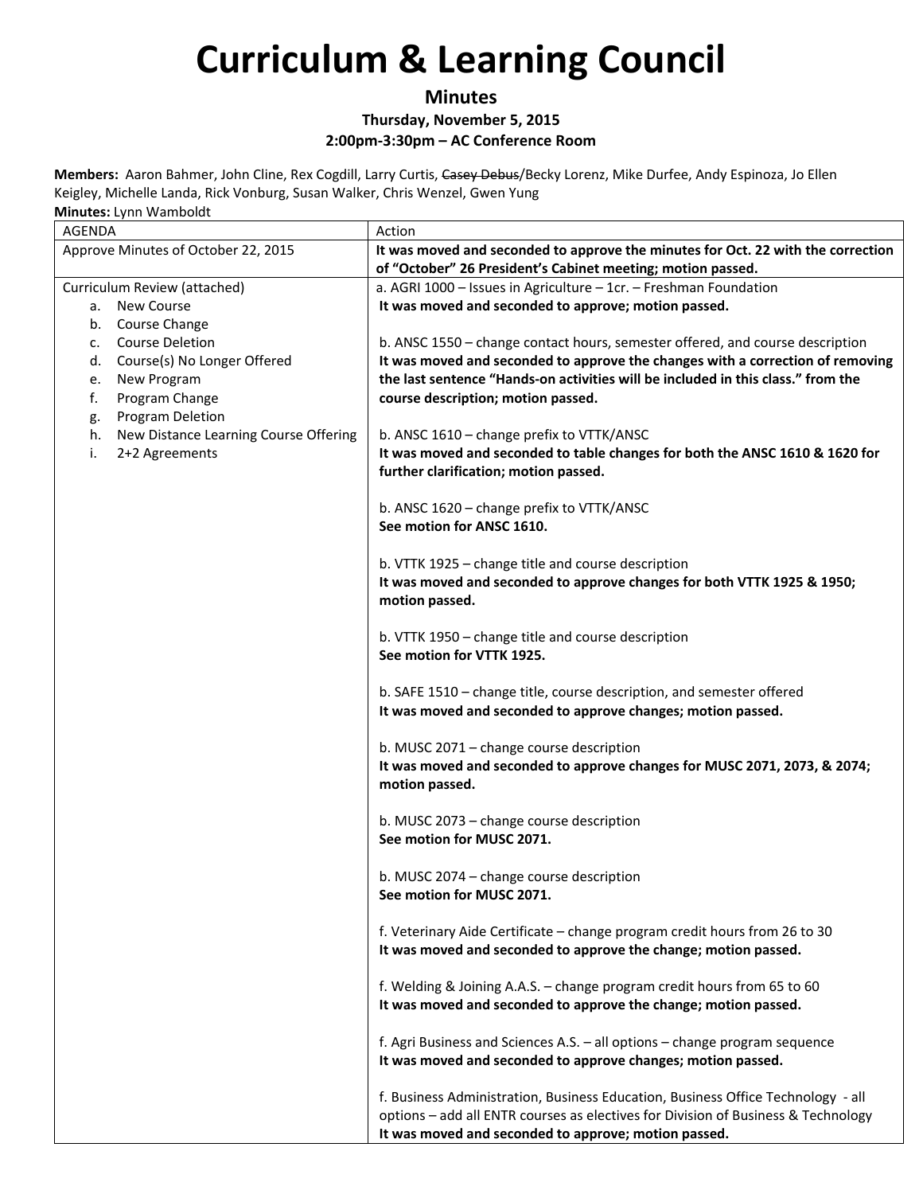# Curriculum & Learning Council

**Minutes**

**Thursday, November 5, 2015**

**2:00pm-3:30pm – AC Conference Room**

**Members:** Aaron Bahmer, John Cline, Rex Cogdill, Larry Curtis, ~~Casey Debus~~/Becky Lorenz, Mike Durfee, Andy Espinoza, Jo Ellen Keigley, Michelle Landa, Rick Vonburg, Susan Walker, Chris Wenzel, Gwen Yung

**Minutes:** Lynn Wamboldt

| AGENDA | Action |
|---|---|
| Approve Minutes of October 22, 2015 | **It was moved and seconded to approve the minutes for Oct. 22 with the correction of "October" 26 President's Cabinet meeting; motion passed.** |
| Curriculum Review (attached)<br>a. New Course<br>b. Course Change<br>c. Course Deletion<br>d. Course(s) No Longer Offered<br>e. New Program<br>f. Program Change<br>g. Program Deletion<br>h. New Distance Learning Course Offering<br>i. 2+2 Agreements | a. AGRI 1000 – Issues in Agriculture – 1cr. – Freshman Foundation<br>**It was moved and seconded to approve; motion passed.**<br><br>b. ANSC 1550 – change contact hours, semester offered, and course description<br>**It was moved and seconded to approve the changes with a correction of removing the last sentence "Hands-on activities will be included in this class." from the course description; motion passed.**<br><br>b. ANSC 1610 – change prefix to VTTK/ANSC<br>**It was moved and seconded to table changes for both the ANSC 1610 & 1620 for further clarification; motion passed.**<br><br>b. ANSC 1620 – change prefix to VTTK/ANSC<br>**See motion for ANSC 1610.**<br><br>b. VTTK 1925 – change title and course description<br>**It was moved and seconded to approve changes for both VTTK 1925 & 1950; motion passed.**<br><br>b. VTTK 1950 – change title and course description<br>**See motion for VTTK 1925.**<br><br>b. SAFE 1510 – change title, course description, and semester offered<br>**It was moved and seconded to approve changes; motion passed.**<br><br>b. MUSC 2071 – change course description<br>**It was moved and seconded to approve changes for MUSC 2071, 2073, & 2074; motion passed.**<br><br>b. MUSC 2073 – change course description<br>**See motion for MUSC 2071.**<br><br>b. MUSC 2074 – change course description<br>**See motion for MUSC 2071.**<br><br>f. Veterinary Aide Certificate – change program credit hours from 26 to 30<br>**It was moved and seconded to approve the change; motion passed.**<br><br>f. Welding & Joining A.A.S. – change program credit hours from 65 to 60<br>**It was moved and seconded to approve the change; motion passed.**<br><br>f. Agri Business and Sciences A.S. – all options – change program sequence<br>**It was moved and seconded to approve changes; motion passed.**<br><br>f. Business Administration, Business Education, Business Office Technology - all options – add all ENTR courses as electives for Division of Business & Technology<br>**It was moved and seconded to approve; motion passed.** |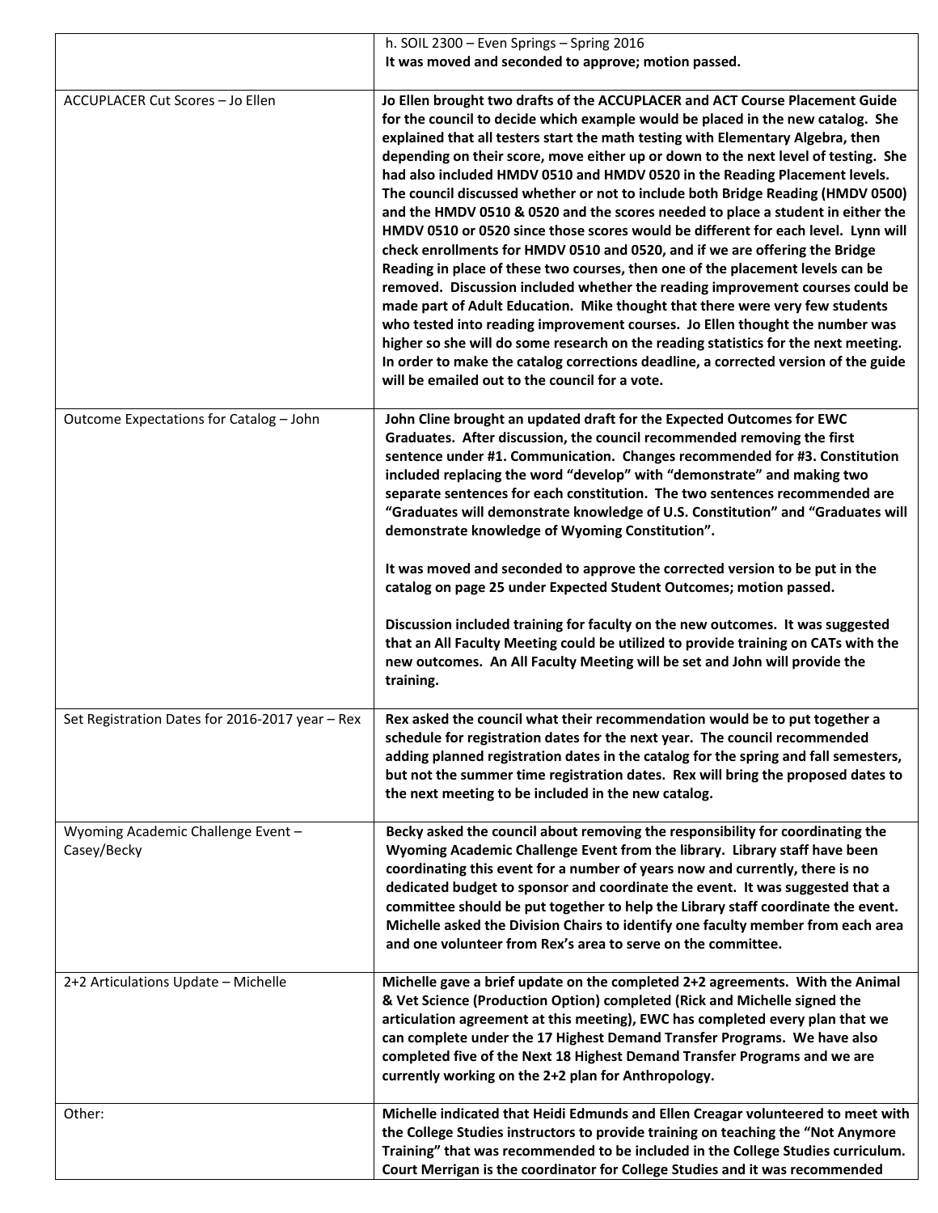| | |
|---|---|
| | h. SOIL 2300 – Even Springs – Spring 2016<br>**It was moved and seconded to approve; motion passed.** |
| ACCUPLACER Cut Scores – Jo Ellen | **Jo Ellen brought two drafts of the ACCUPLACER and ACT Course Placement Guide for the council to decide which example would be placed in the new catalog. She explained that all testers start the math testing with Elementary Algebra, then depending on their score, move either up or down to the next level of testing. She had also included HMDV 0510 and HMDV 0520 in the Reading Placement levels. The council discussed whether or not to include both Bridge Reading (HMDV 0500) and the HMDV 0510 & 0520 and the scores needed to place a student in either the HMDV 0510 or 0520 since those scores would be different for each level. Lynn will check enrollments for HMDV 0510 and 0520, and if we are offering the Bridge Reading in place of these two courses, then one of the placement levels can be removed. Discussion included whether the reading improvement courses could be made part of Adult Education. Mike thought that there were very few students who tested into reading improvement courses. Jo Ellen thought the number was higher so she will do some research on the reading statistics for the next meeting. In order to make the catalog corrections deadline, a corrected version of the guide will be emailed out to the council for a vote.** |
| Outcome Expectations for Catalog – John | **John Cline brought an updated draft for the Expected Outcomes for EWC Graduates. After discussion, the council recommended removing the first sentence under #1. Communication. Changes recommended for #3. Constitution included replacing the word "develop" with "demonstrate" and making two separate sentences for each constitution. The two sentences recommended are "Graduates will demonstrate knowledge of U.S. Constitution" and "Graduates will demonstrate knowledge of Wyoming Constitution".**<br><br>**It was moved and seconded to approve the corrected version to be put in the catalog on page 25 under Expected Student Outcomes; motion passed.**<br><br>**Discussion included training for faculty on the new outcomes. It was suggested that an All Faculty Meeting could be utilized to provide training on CATs with the new outcomes. An All Faculty Meeting will be set and John will provide the training.** |
| Set Registration Dates for 2016-2017 year – Rex | **Rex asked the council what their recommendation would be to put together a schedule for registration dates for the next year. The council recommended adding planned registration dates in the catalog for the spring and fall semesters, but not the summer time registration dates. Rex will bring the proposed dates to the next meeting to be included in the new catalog.** |
| Wyoming Academic Challenge Event – Casey/Becky | **Becky asked the council about removing the responsibility for coordinating the Wyoming Academic Challenge Event from the library. Library staff have been coordinating this event for a number of years now and currently, there is no dedicated budget to sponsor and coordinate the event. It was suggested that a committee should be put together to help the Library staff coordinate the event. Michelle asked the Division Chairs to identify one faculty member from each area and one volunteer from Rex's area to serve on the committee.** |
| 2+2 Articulations Update – Michelle | **Michelle gave a brief update on the completed 2+2 agreements. With the Animal & Vet Science (Production Option) completed (Rick and Michelle signed the articulation agreement at this meeting), EWC has completed every plan that we can complete under the 17 Highest Demand Transfer Programs. We have also completed five of the Next 18 Highest Demand Transfer Programs and we are currently working on the 2+2 plan for Anthropology.** |
| Other: | **Michelle indicated that Heidi Edmunds and Ellen Creagar volunteered to meet with the College Studies instructors to provide training on teaching the "Not Anymore Training" that was recommended to be included in the College Studies curriculum. Court Merrigan is the coordinator for College Studies and it was recommended** |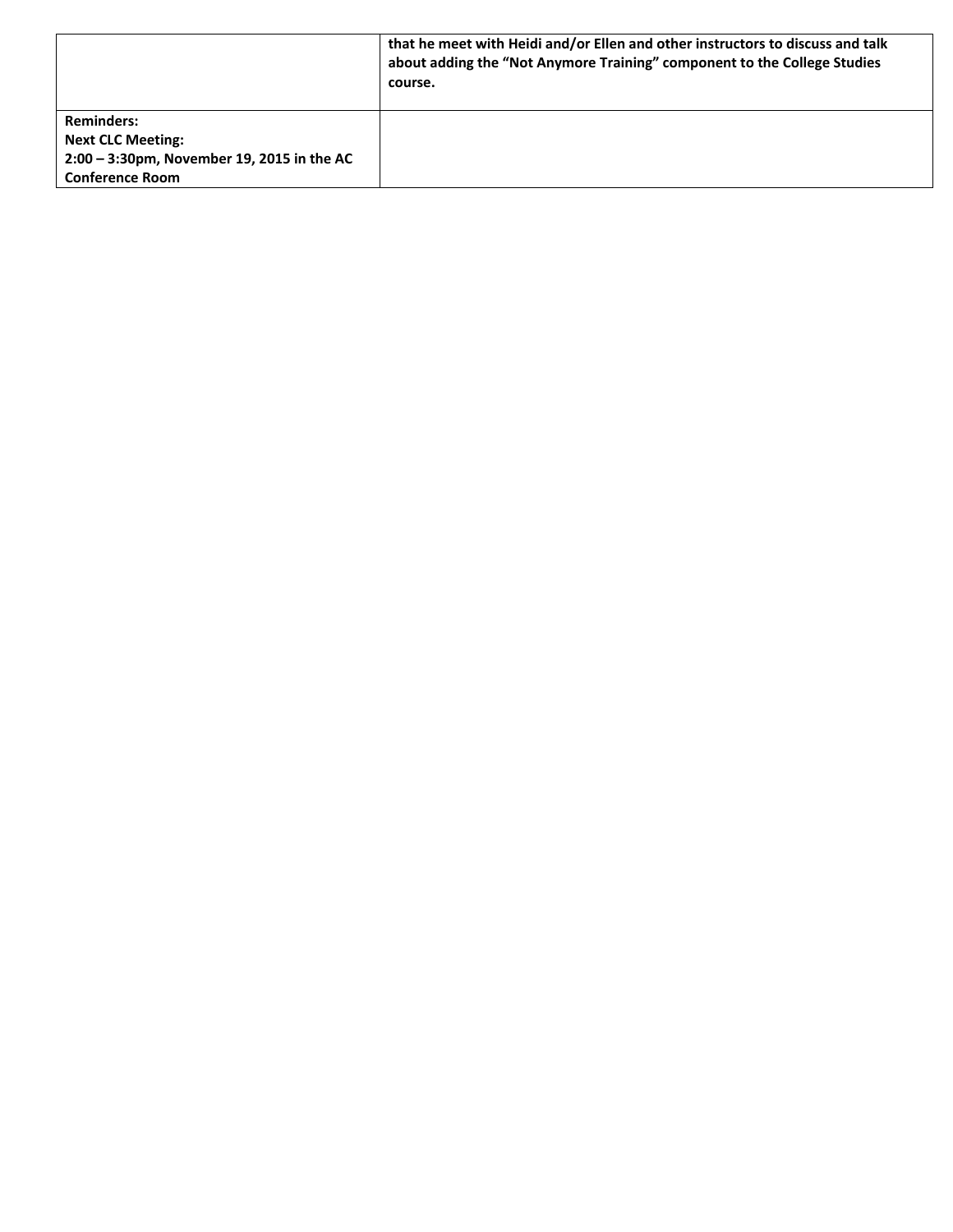| | |
|---|---|
| | **that he meet with Heidi and/or Ellen and other instructors to discuss and talk about adding the "Not Anymore Training" component to the College Studies course.** |
| **Reminders:**<br>**Next CLC Meeting:**<br>**2:00 – 3:30pm, November 19, 2015 in the AC Conference Room** | |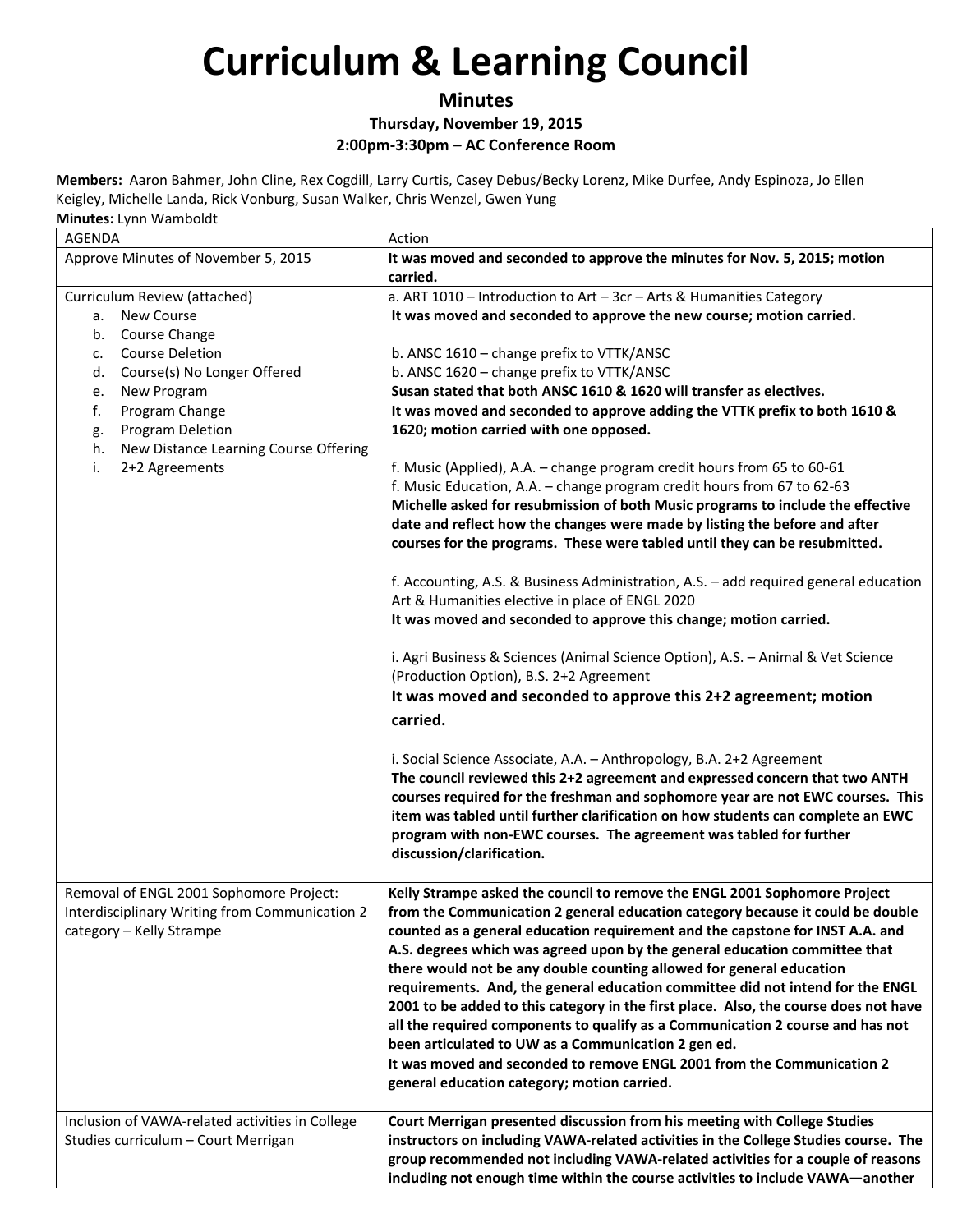# Curriculum & Learning Council

**Minutes**

**Thursday, November 19, 2015**

**2:00pm-3:30pm – AC Conference Room**

**Members:** Aaron Bahmer, John Cline, Rex Cogdill, Larry Curtis, Casey Debus/~~Becky Lorenz~~, Mike Durfee, Andy Espinoza, Jo Ellen Keigley, Michelle Landa, Rick Vonburg, Susan Walker, Chris Wenzel, Gwen Yung

**Minutes:** Lynn Wamboldt

| AGENDA | Action |
|---|---|
| Approve Minutes of November 5, 2015 | **It was moved and seconded to approve the minutes for Nov. 5, 2015; motion carried.** |
| Curriculum Review (attached)<br>a. New Course<br>b. Course Change<br>c. Course Deletion<br>d. Course(s) No Longer Offered<br>e. New Program<br>f. Program Change<br>g. Program Deletion<br>h. New Distance Learning Course Offering<br>i. 2+2 Agreements | a. ART 1010 – Introduction to Art – 3cr – Arts & Humanities Category<br>**It was moved and seconded to approve the new course; motion carried.**<br><br>b. ANSC 1610 – change prefix to VTTK/ANSC<br>b. ANSC 1620 – change prefix to VTTK/ANSC<br>**Susan stated that both ANSC 1610 & 1620 will transfer as electives.**<br>**It was moved and seconded to approve adding the VTTK prefix to both 1610 & 1620; motion carried with one opposed.**<br><br>f. Music (Applied), A.A. – change program credit hours from 65 to 60-61<br>f. Music Education, A.A. – change program credit hours from 67 to 62-63<br>**Michelle asked for resubmission of both Music programs to include the effective date and reflect how the changes were made by listing the before and after courses for the programs. These were tabled until they can be resubmitted.**<br><br>f. Accounting, A.S. & Business Administration, A.S. – add required general education Art & Humanities elective in place of ENGL 2020<br>**It was moved and seconded to approve this change; motion carried.**<br><br>i. Agri Business & Sciences (Animal Science Option), A.S. – Animal & Vet Science (Production Option), B.S. 2+2 Agreement<br>**It was moved and seconded to approve this 2+2 agreement; motion carried.**<br><br>i. Social Science Associate, A.A. – Anthropology, B.A. 2+2 Agreement<br>**The council reviewed this 2+2 agreement and expressed concern that two ANTH courses required for the freshman and sophomore year are not EWC courses. This item was tabled until further clarification on how students can complete an EWC program with non-EWC courses. The agreement was tabled for further discussion/clarification.** |
| Removal of ENGL 2001 Sophomore Project: Interdisciplinary Writing from Communication 2 category – Kelly Strampe | **Kelly Strampe asked the council to remove the ENGL 2001 Sophomore Project from the Communication 2 general education category because it could be double counted as a general education requirement and the capstone for INST A.A. and A.S. degrees which was agreed upon by the general education committee that there would not be any double counting allowed for general education requirements. And, the general education committee did not intend for the ENGL 2001 to be added to this category in the first place. Also, the course does not have all the required components to qualify as a Communication 2 course and has not been articulated to UW as a Communication 2 gen ed.**<br>**It was moved and seconded to remove ENGL 2001 from the Communication 2 general education category; motion carried.** |
| Inclusion of VAWA-related activities in College Studies curriculum – Court Merrigan | **Court Merrigan presented discussion from his meeting with College Studies instructors on including VAWA-related activities in the College Studies course. The group recommended not including VAWA-related activities for a couple of reasons including not enough time within the course activities to include VAWA—another** |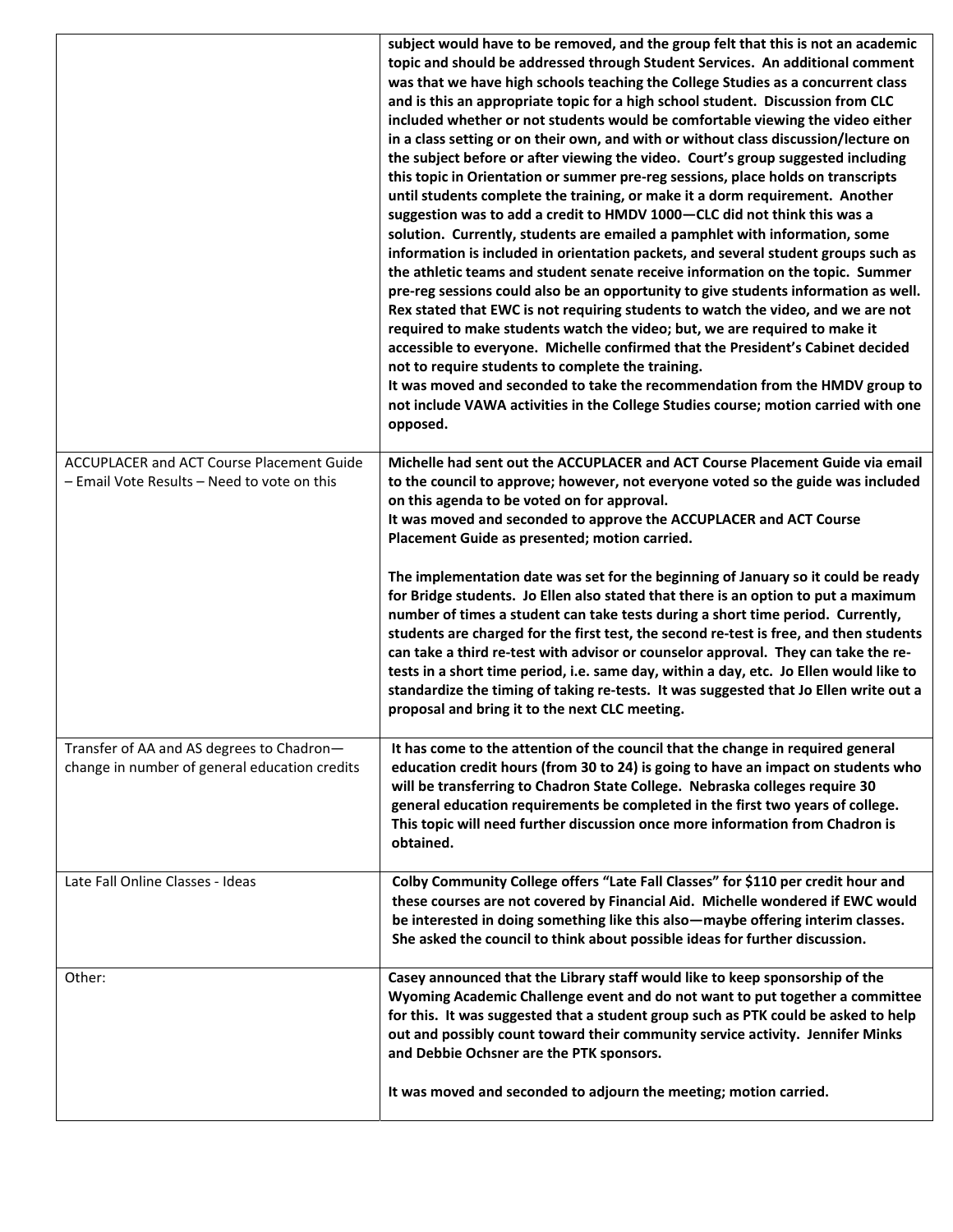| | |
|---|---|
| | **subject would have to be removed, and the group felt that this is not an academic topic and should be addressed through Student Services. An additional comment was that we have high schools teaching the College Studies as a concurrent class and is this an appropriate topic for a high school student. Discussion from CLC included whether or not students would be comfortable viewing the video either in a class setting or on their own, and with or without class discussion/lecture on the subject before or after viewing the video. Court's group suggested including this topic in Orientation or summer pre-reg sessions, place holds on transcripts until students complete the training, or make it a dorm requirement. Another suggestion was to add a credit to HMDV 1000—CLC did not think this was a solution. Currently, students are emailed a pamphlet with information, some information is included in orientation packets, and several student groups such as the athletic teams and student senate receive information on the topic. Summer pre-reg sessions could also be an opportunity to give students information as well. Rex stated that EWC is not requiring students to watch the video, and we are not required to make students watch the video; but, we are required to make it accessible to everyone. Michelle confirmed that the President's Cabinet decided not to require students to complete the training.**<br>**It was moved and seconded to take the recommendation from the HMDV group to not include VAWA activities in the College Studies course; motion carried with one opposed.** |
| ACCUPLACER and ACT Course Placement Guide – Email Vote Results – Need to vote on this | **Michelle had sent out the ACCUPLACER and ACT Course Placement Guide via email to the council to approve; however, not everyone voted so the guide was included on this agenda to be voted on for approval.**<br>**It was moved and seconded to approve the ACCUPLACER and ACT Course Placement Guide as presented; motion carried.**<br><br>**The implementation date was set for the beginning of January so it could be ready for Bridge students. Jo Ellen also stated that there is an option to put a maximum number of times a student can take tests during a short time period. Currently, students are charged for the first test, the second re-test is free, and then students can take a third re-test with advisor or counselor approval. They can take the re-tests in a short time period, i.e. same day, within a day, etc. Jo Ellen would like to standardize the timing of taking re-tests. It was suggested that Jo Ellen write out a proposal and bring it to the next CLC meeting.** |
| Transfer of AA and AS degrees to Chadron—change in number of general education credits | **It has come to the attention of the council that the change in required general education credit hours (from 30 to 24) is going to have an impact on students who will be transferring to Chadron State College. Nebraska colleges require 30 general education requirements be completed in the first two years of college. This topic will need further discussion once more information from Chadron is obtained.** |
| Late Fall Online Classes - Ideas | **Colby Community College offers "Late Fall Classes" for $110 per credit hour and these courses are not covered by Financial Aid. Michelle wondered if EWC would be interested in doing something like this also—maybe offering interim classes. She asked the council to think about possible ideas for further discussion.** |
| Other: | **Casey announced that the Library staff would like to keep sponsorship of the Wyoming Academic Challenge event and do not want to put together a committee for this. It was suggested that a student group such as PTK could be asked to help out and possibly count toward their community service activity. Jennifer Minks and Debbie Ochsner are the PTK sponsors.**<br><br>**It was moved and seconded to adjourn the meeting; motion carried.** |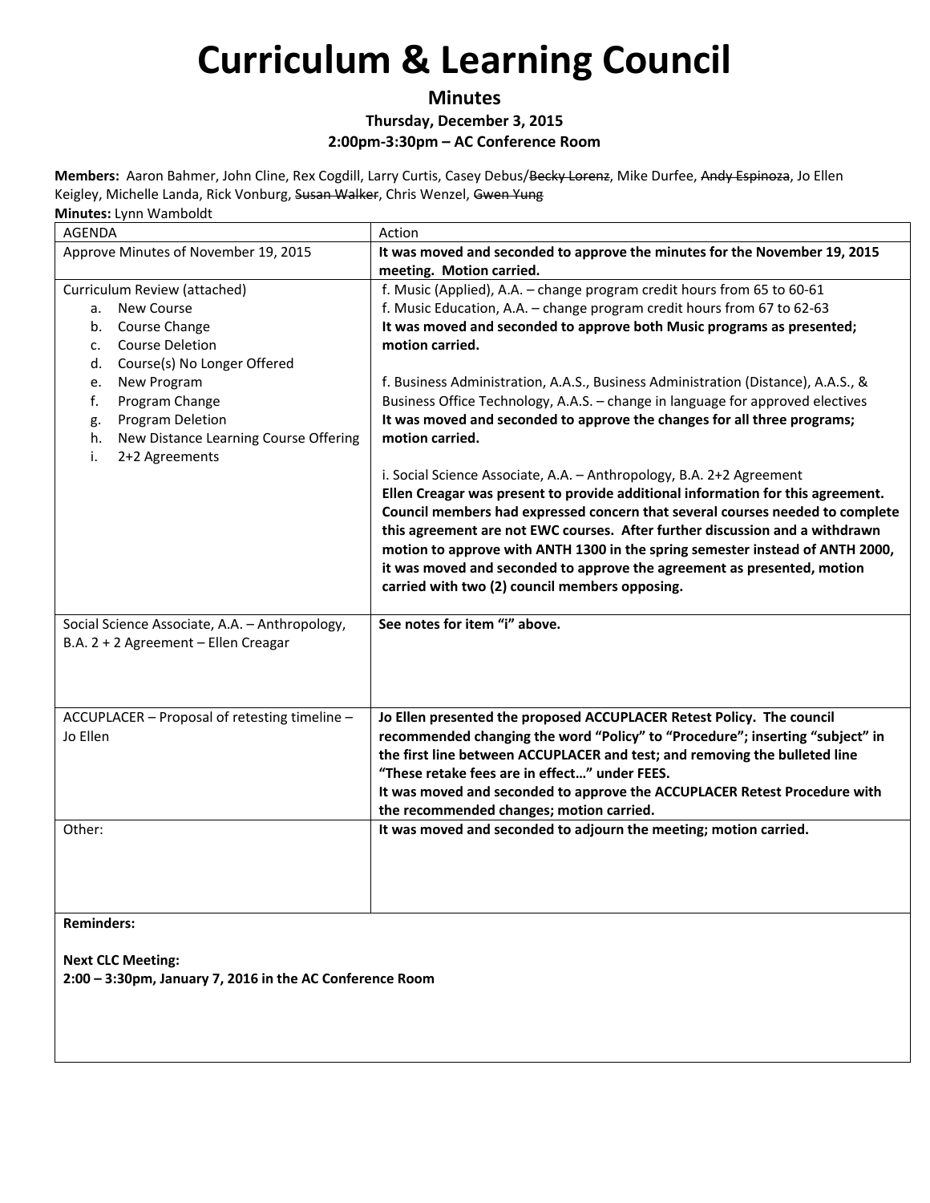# Curriculum & Learning Council

**Minutes**

**Thursday, December 3, 2015**

**2:00pm-3:30pm – AC Conference Room**

**Members:** Aaron Bahmer, John Cline, Rex Cogdill, Larry Curtis, Casey Debus/~~Becky Lorenz~~, Mike Durfee, ~~Andy Espinoza~~, Jo Ellen Keigley, Michelle Landa, Rick Vonburg, ~~Susan Walker~~, Chris Wenzel, ~~Gwen Yung~~

**Minutes:** Lynn Wamboldt

| AGENDA | Action |
|---|---|
| Approve Minutes of November 19, 2015 | **It was moved and seconded to approve the minutes for the November 19, 2015 meeting. Motion carried.** |
| Curriculum Review (attached)<br>a. New Course<br>b. Course Change<br>c. Course Deletion<br>d. Course(s) No Longer Offered<br>e. New Program<br>f. Program Change<br>g. Program Deletion<br>h. New Distance Learning Course Offering<br>i. 2+2 Agreements | f. Music (Applied), A.A. – change program credit hours from 65 to 60-61<br>f. Music Education, A.A. – change program credit hours from 67 to 62-63<br>**It was moved and seconded to approve both Music programs as presented; motion carried.**<br><br>f. Business Administration, A.A.S., Business Administration (Distance), A.A.S., & Business Office Technology, A.A.S. – change in language for approved electives<br>**It was moved and seconded to approve the changes for all three programs; motion carried.**<br><br>i. Social Science Associate, A.A. – Anthropology, B.A. 2+2 Agreement<br>**Ellen Creagar was present to provide additional information for this agreement. Council members had expressed concern that several courses needed to complete this agreement are not EWC courses. After further discussion and a withdrawn motion to approve with ANTH 1300 in the spring semester instead of ANTH 2000, it was moved and seconded to approve the agreement as presented, motion carried with two (2) council members opposing.** |
| Social Science Associate, A.A. – Anthropology, B.A. 2 + 2 Agreement – Ellen Creagar | **See notes for item "i" above.** |
| ACCUPLACER – Proposal of retesting timeline – Jo Ellen | **Jo Ellen presented the proposed ACCUPLACER Retest Policy. The council recommended changing the word "Policy" to "Procedure"; inserting "subject" in the first line between ACCUPLACER and test; and removing the bulleted line "These retake fees are in effect…" under FEES.**<br>**It was moved and seconded to approve the ACCUPLACER Retest Procedure with the recommended changes; motion carried.** |
| Other: | **It was moved and seconded to adjourn the meeting; motion carried.** |

**Reminders:**

**Next CLC Meeting:**
**2:00 – 3:30pm, January 7, 2016 in the AC Conference Room**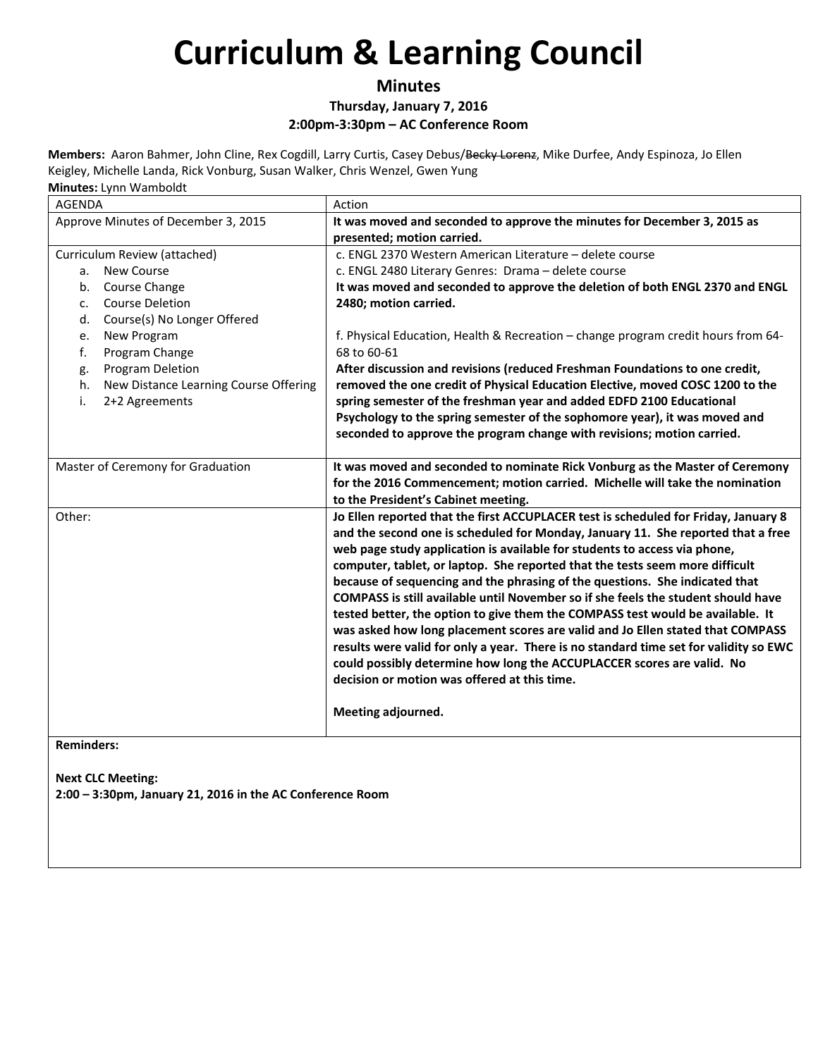# Curriculum & Learning Council

**Minutes**

**Thursday, January 7, 2016**

**2:00pm-3:30pm – AC Conference Room**

**Members:** Aaron Bahmer, John Cline, Rex Cogdill, Larry Curtis, Casey Debus/~~Becky Lorenz~~, Mike Durfee, Andy Espinoza, Jo Ellen Keigley, Michelle Landa, Rick Vonburg, Susan Walker, Chris Wenzel, Gwen Yung

**Minutes:** Lynn Wamboldt

| AGENDA | Action |
|---|---|
| Approve Minutes of December 3, 2015 | **It was moved and seconded to approve the minutes for December 3, 2015 as presented; motion carried.** |
| Curriculum Review (attached)<br>a. New Course<br>b. Course Change<br>c. Course Deletion<br>d. Course(s) No Longer Offered<br>e. New Program<br>f. Program Change<br>g. Program Deletion<br>h. New Distance Learning Course Offering<br>i. 2+2 Agreements | c. ENGL 2370 Western American Literature – delete course<br>c. ENGL 2480 Literary Genres: Drama – delete course<br>**It was moved and seconded to approve the deletion of both ENGL 2370 and ENGL 2480; motion carried.**<br><br>f. Physical Education, Health & Recreation – change program credit hours from 64-68 to 60-61<br>**After discussion and revisions (reduced Freshman Foundations to one credit, removed the one credit of Physical Education Elective, moved COSC 1200 to the spring semester of the freshman year and added EDFD 2100 Educational Psychology to the spring semester of the sophomore year), it was moved and seconded to approve the program change with revisions; motion carried.** |
| Master of Ceremony for Graduation | **It was moved and seconded to nominate Rick Vonburg as the Master of Ceremony for the 2016 Commencement; motion carried. Michelle will take the nomination to the President's Cabinet meeting.** |
| Other: | **Jo Ellen reported that the first ACCUPLACER test is scheduled for Friday, January 8 and the second one is scheduled for Monday, January 11. She reported that a free web page study application is available for students to access via phone, computer, tablet, or laptop. She reported that the tests seem more difficult because of sequencing and the phrasing of the questions. She indicated that COMPASS is still available until November so if she feels the student should have tested better, the option to give them the COMPASS test would be available. It was asked how long placement scores are valid and Jo Ellen stated that COMPASS results were valid for only a year. There is no standard time set for validity so EWC could possibly determine how long the ACCUPLACCER scores are valid. No decision or motion was offered at this time.**<br><br>**Meeting adjourned.** |

**Reminders:**

**Next CLC Meeting:**
**2:00 – 3:30pm, January 21, 2016 in the AC Conference Room**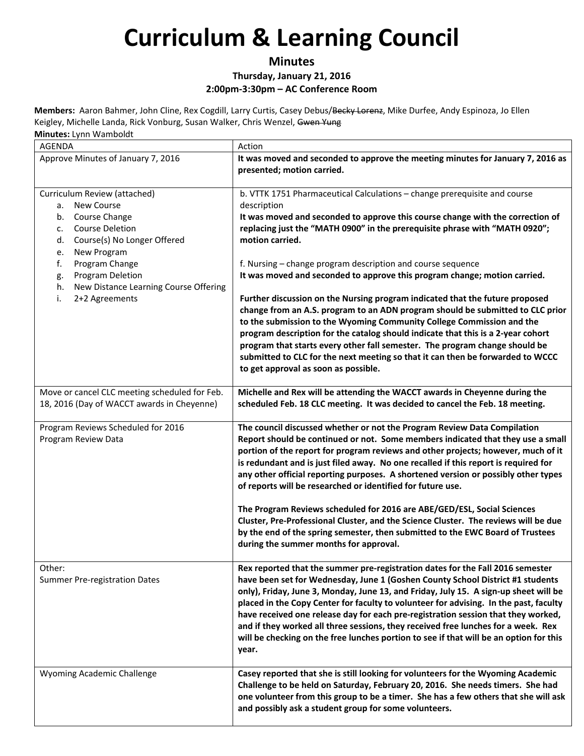# Curriculum & Learning Council

**Minutes**

**Thursday, January 21, 2016**

**2:00pm-3:30pm – AC Conference Room**

**Members:** Aaron Bahmer, John Cline, Rex Cogdill, Larry Curtis, Casey Debus/~~Becky Lorenz~~, Mike Durfee, Andy Espinoza, Jo Ellen Keigley, Michelle Landa, Rick Vonburg, Susan Walker, Chris Wenzel, ~~Gwen Yung~~

**Minutes:** Lynn Wamboldt

| AGENDA | Action |
|---|---|
| Approve Minutes of January 7, 2016 | **It was moved and seconded to approve the meeting minutes for January 7, 2016 as presented; motion carried.** |
| Curriculum Review (attached)<br>a. New Course<br>b. Course Change<br>c. Course Deletion<br>d. Course(s) No Longer Offered<br>e. New Program<br>f. Program Change<br>g. Program Deletion<br>h. New Distance Learning Course Offering<br>i. 2+2 Agreements | b. VTTK 1751 Pharmaceutical Calculations – change prerequisite and course description<br>**It was moved and seconded to approve this course change with the correction of replacing just the "MATH 0900" in the prerequisite phrase with "MATH 0920"; motion carried.**<br><br>f. Nursing – change program description and course sequence<br>**It was moved and seconded to approve this program change; motion carried.**<br><br>**Further discussion on the Nursing program indicated that the future proposed change from an A.S. program to an ADN program should be submitted to CLC prior to the submission to the Wyoming Community College Commission and the program description for the catalog should indicate that this is a 2-year cohort program that starts every other fall semester. The program change should be submitted to CLC for the next meeting so that it can then be forwarded to WCCC to get approval as soon as possible.** |
| Move or cancel CLC meeting scheduled for Feb. 18, 2016 (Day of WACCT awards in Cheyenne) | **Michelle and Rex will be attending the WACCT awards in Cheyenne during the scheduled Feb. 18 CLC meeting. It was decided to cancel the Feb. 18 meeting.** |
| Program Reviews Scheduled for 2016<br>Program Review Data | **The council discussed whether or not the Program Review Data Compilation Report should be continued or not. Some members indicated that they use a small portion of the report for program reviews and other projects; however, much of it is redundant and is just filed away. No one recalled if this report is required for any other official reporting purposes. A shortened version or possibly other types of reports will be researched or identified for future use.**<br><br>**The Program Reviews scheduled for 2016 are ABE/GED/ESL, Social Sciences Cluster, Pre-Professional Cluster, and the Science Cluster. The reviews will be due by the end of the spring semester, then submitted to the EWC Board of Trustees during the summer months for approval.** |
| Other:<br>Summer Pre-registration Dates | **Rex reported that the summer pre-registration dates for the Fall 2016 semester have been set for Wednesday, June 1 (Goshen County School District #1 students only), Friday, June 3, Monday, June 13, and Friday, July 15. A sign-up sheet will be placed in the Copy Center for faculty to volunteer for advising. In the past, faculty have received one release day for each pre-registration session that they worked, and if they worked all three sessions, they received free lunches for a week. Rex will be checking on the free lunches portion to see if that will be an option for this year.** |
| Wyoming Academic Challenge | **Casey reported that she is still looking for volunteers for the Wyoming Academic Challenge to be held on Saturday, February 20, 2016. She needs timers. She had one volunteer from this group to be a timer. She has a few others that she will ask and possibly ask a student group for some volunteers.** |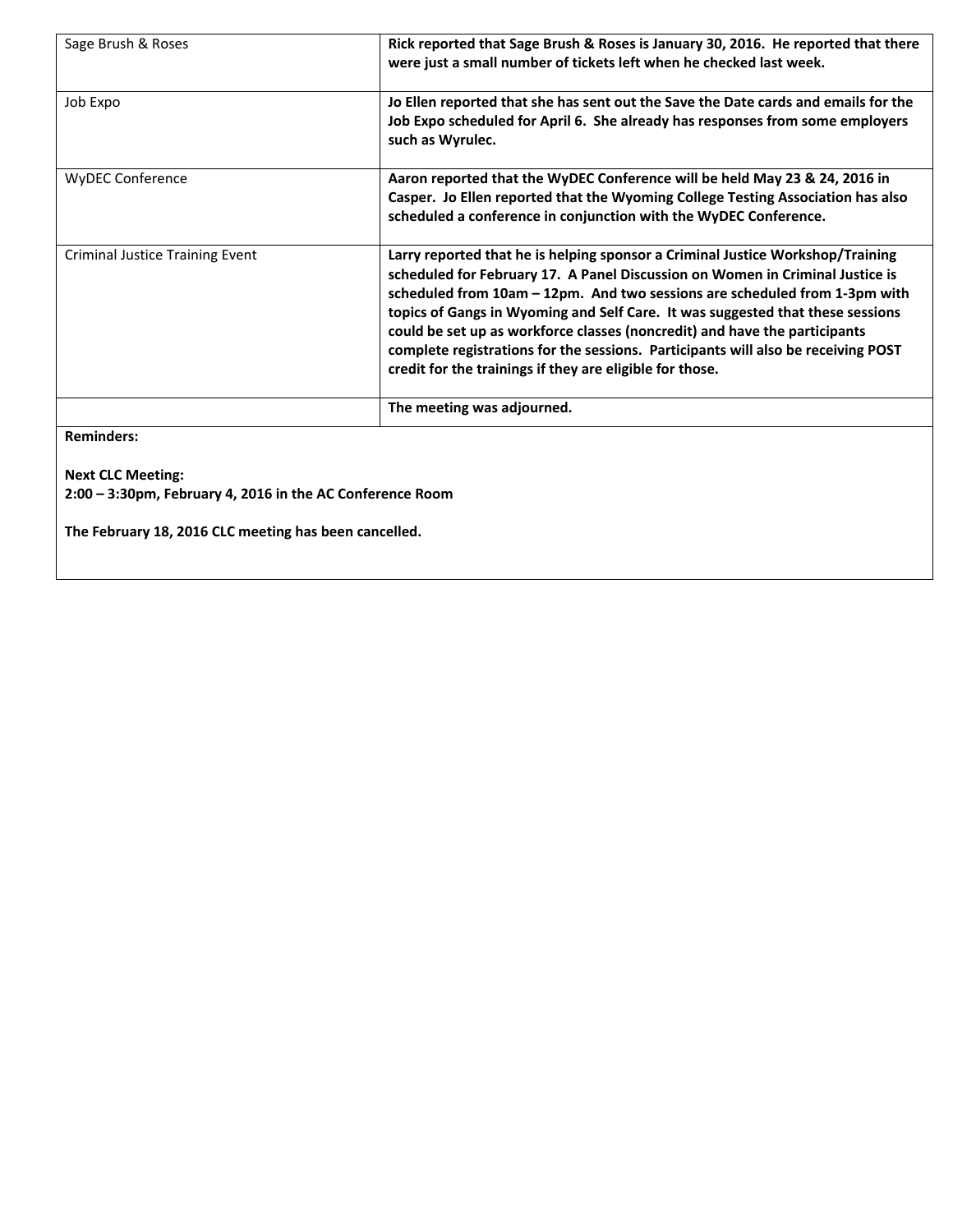| | |
|---|---|
| Sage Brush & Roses | **Rick reported that Sage Brush & Roses is January 30, 2016. He reported that there were just a small number of tickets left when he checked last week.** |
| Job Expo | **Jo Ellen reported that she has sent out the Save the Date cards and emails for the Job Expo scheduled for April 6. She already has responses from some employers such as Wyrulec.** |
| WyDEC Conference | **Aaron reported that the WyDEC Conference will be held May 23 & 24, 2016 in Casper. Jo Ellen reported that the Wyoming College Testing Association has also scheduled a conference in conjunction with the WyDEC Conference.** |
| Criminal Justice Training Event | **Larry reported that he is helping sponsor a Criminal Justice Workshop/Training scheduled for February 17. A Panel Discussion on Women in Criminal Justice is scheduled from 10am – 12pm. And two sessions are scheduled from 1-3pm with topics of Gangs in Wyoming and Self Care. It was suggested that these sessions could be set up as workforce classes (noncredit) and have the participants complete registrations for the sessions. Participants will also be receiving POST credit for the trainings if they are eligible for those.** |
| | **The meeting was adjourned.** |

**Reminders:**

**Next CLC Meeting:**
**2:00 – 3:30pm, February 4, 2016 in the AC Conference Room**

**The February 18, 2016 CLC meeting has been cancelled.**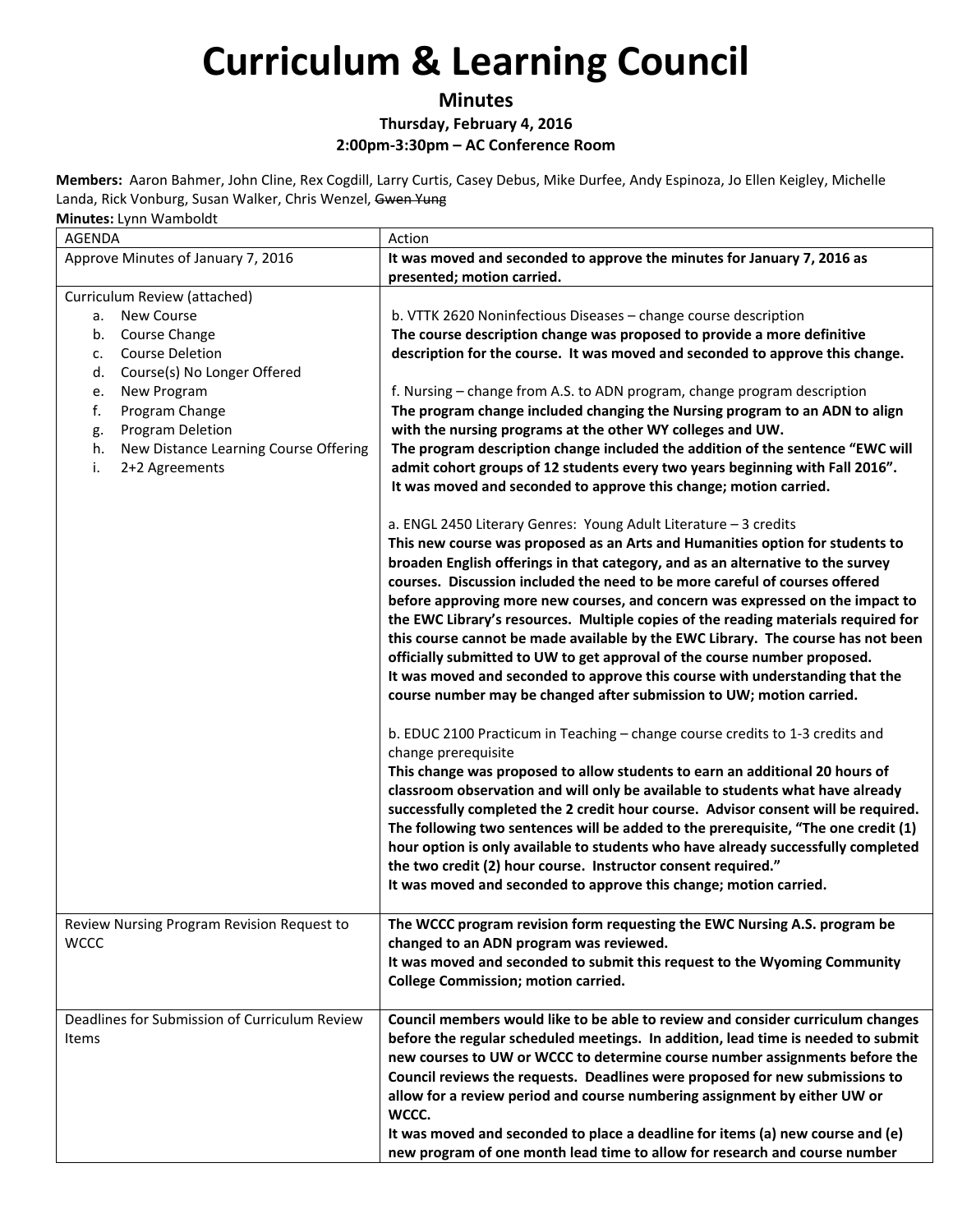# Curriculum & Learning Council

**Minutes**

**Thursday, February 4, 2016**

**2:00pm-3:30pm – AC Conference Room**

**Members:** Aaron Bahmer, John Cline, Rex Cogdill, Larry Curtis, Casey Debus, Mike Durfee, Andy Espinoza, Jo Ellen Keigley, Michelle Landa, Rick Vonburg, Susan Walker, Chris Wenzel, ~~Gwen Yung~~

**Minutes:** Lynn Wamboldt

| AGENDA | Action |
|---|---|
| Approve Minutes of January 7, 2016 | **It was moved and seconded to approve the minutes for January 7, 2016 as presented; motion carried.** |
| Curriculum Review (attached)<br>a. New Course<br>b. Course Change<br>c. Course Deletion<br>d. Course(s) No Longer Offered<br>e. New Program<br>f. Program Change<br>g. Program Deletion<br>h. New Distance Learning Course Offering<br>i. 2+2 Agreements | b. VTTK 2620 Noninfectious Diseases – change course description<br>**The course description change was proposed to provide a more definitive description for the course. It was moved and seconded to approve this change.**<br><br>f. Nursing – change from A.S. to ADN program, change program description<br>**The program change included changing the Nursing program to an ADN to align with the nursing programs at the other WY colleges and UW.**<br>**The program description change included the addition of the sentence "EWC will admit cohort groups of 12 students every two years beginning with Fall 2016".**<br>**It was moved and seconded to approve this change; motion carried.**<br><br>a. ENGL 2450 Literary Genres: Young Adult Literature – 3 credits<br>**This new course was proposed as an Arts and Humanities option for students to broaden English offerings in that category, and as an alternative to the survey courses. Discussion included the need to be more careful of courses offered before approving more new courses, and concern was expressed on the impact to the EWC Library's resources. Multiple copies of the reading materials required for this course cannot be made available by the EWC Library. The course has not been officially submitted to UW to get approval of the course number proposed.**<br>**It was moved and seconded to approve this course with understanding that the course number may be changed after submission to UW; motion carried.**<br><br>b. EDUC 2100 Practicum in Teaching – change course credits to 1-3 credits and change prerequisite<br>**This change was proposed to allow students to earn an additional 20 hours of classroom observation and will only be available to students what have already successfully completed the 2 credit hour course. Advisor consent will be required. The following two sentences will be added to the prerequisite, "The one credit (1) hour option is only available to students who have already successfully completed the two credit (2) hour course. Instructor consent required."**<br>**It was moved and seconded to approve this change; motion carried.** |
| Review Nursing Program Revision Request to WCCC | **The WCCC program revision form requesting the EWC Nursing A.S. program be changed to an ADN program was reviewed.**<br>**It was moved and seconded to submit this request to the Wyoming Community College Commission; motion carried.** |
| Deadlines for Submission of Curriculum Review Items | **Council members would like to be able to review and consider curriculum changes before the regular scheduled meetings. In addition, lead time is needed to submit new courses to UW or WCCC to determine course number assignments before the Council reviews the requests. Deadlines were proposed for new submissions to allow for a review period and course numbering assignment by either UW or WCCC.**<br>**It was moved and seconded to place a deadline for items (a) new course and (e) new program of one month lead time to allow for research and course number** |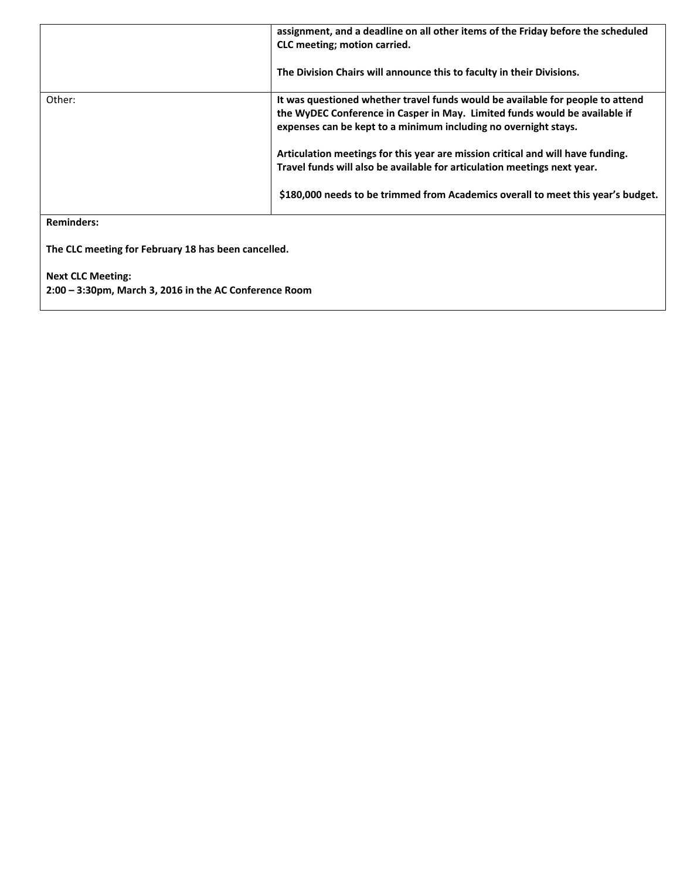| | |
|---|---|
| | **assignment, and a deadline on all other items of the Friday before the scheduled CLC meeting; motion carried.**<br><br>**The Division Chairs will announce this to faculty in their Divisions.** |
| Other: | **It was questioned whether travel funds would be available for people to attend the WyDEC Conference in Casper in May. Limited funds would be available if expenses can be kept to a minimum including no overnight stays.**<br><br>**Articulation meetings for this year are mission critical and will have funding. Travel funds will also be available for articulation meetings next year.**<br><br>**$180,000 needs to be trimmed from Academics overall to meet this year's budget.** |

**Reminders:**

**The CLC meeting for February 18 has been cancelled.**

**Next CLC Meeting:**
**2:00 – 3:30pm, March 3, 2016 in the AC Conference Room**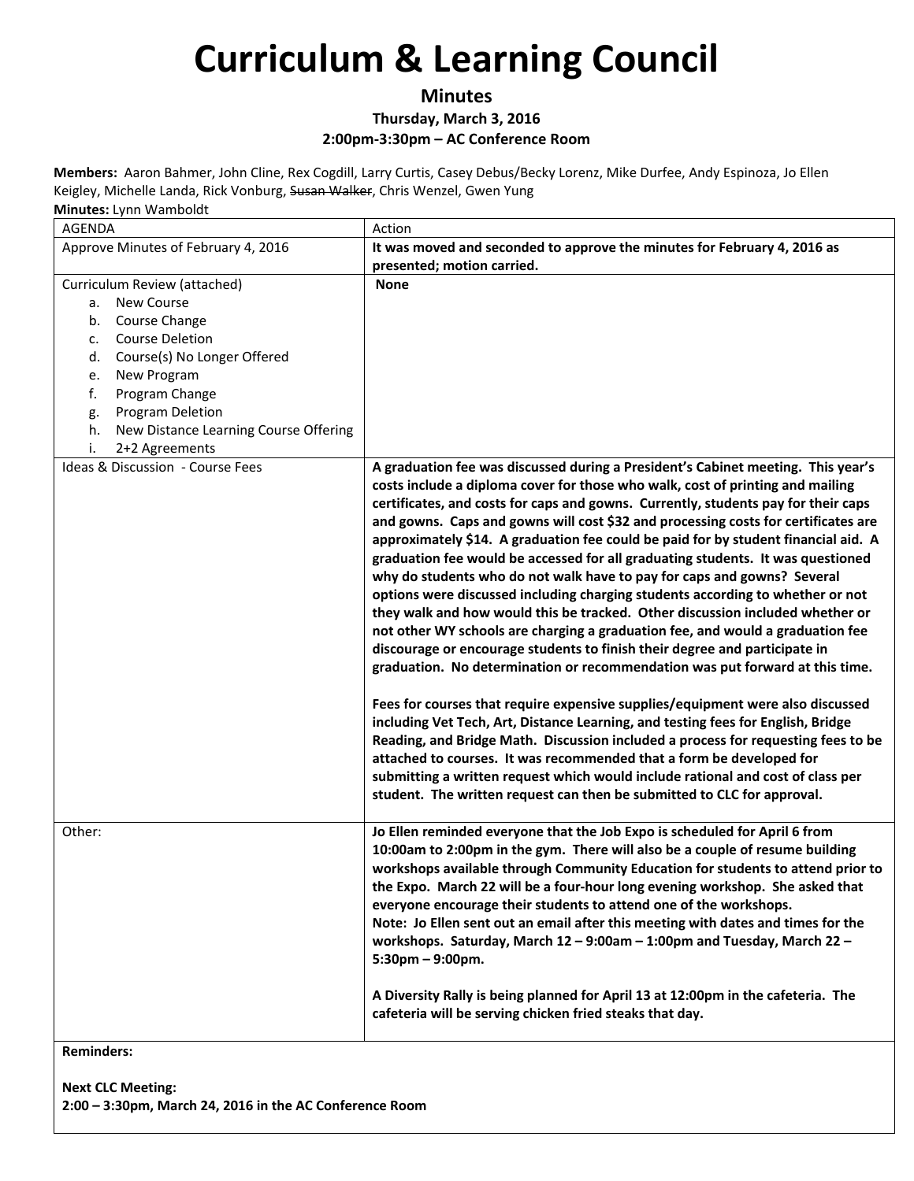# Curriculum & Learning Council

**Minutes**

**Thursday, March 3, 2016**

**2:00pm-3:30pm – AC Conference Room**

**Members:** Aaron Bahmer, John Cline, Rex Cogdill, Larry Curtis, Casey Debus/Becky Lorenz, Mike Durfee, Andy Espinoza, Jo Ellen Keigley, Michelle Landa, Rick Vonburg, ~~Susan Walker~~, Chris Wenzel, Gwen Yung

**Minutes:** Lynn Wamboldt

| AGENDA | Action |
|---|---|
| Approve Minutes of February 4, 2016 | **It was moved and seconded to approve the minutes for February 4, 2016 as presented; motion carried.** |
| Curriculum Review (attached)<br>a. New Course<br>b. Course Change<br>c. Course Deletion<br>d. Course(s) No Longer Offered<br>e. New Program<br>f. Program Change<br>g. Program Deletion<br>h. New Distance Learning Course Offering<br>i. 2+2 Agreements | **None** |
| Ideas & Discussion - Course Fees | **A graduation fee was discussed during a President's Cabinet meeting. This year's costs include a diploma cover for those who walk, cost of printing and mailing certificates, and costs for caps and gowns. Currently, students pay for their caps and gowns. Caps and gowns will cost $32 and processing costs for certificates are approximately $14. A graduation fee could be paid for by student financial aid. A graduation fee would be accessed for all graduating students. It was questioned why do students who do not walk have to pay for caps and gowns? Several options were discussed including charging students according to whether or not they walk and how would this be tracked. Other discussion included whether or not other WY schools are charging a graduation fee, and would a graduation fee discourage or encourage students to finish their degree and participate in graduation. No determination or recommendation was put forward at this time.**<br><br>**Fees for courses that require expensive supplies/equipment were also discussed including Vet Tech, Art, Distance Learning, and testing fees for English, Bridge Reading, and Bridge Math. Discussion included a process for requesting fees to be attached to courses. It was recommended that a form be developed for submitting a written request which would include rational and cost of class per student. The written request can then be submitted to CLC for approval.** |
| Other: | **Jo Ellen reminded everyone that the Job Expo is scheduled for April 6 from 10:00am to 2:00pm in the gym. There will also be a couple of resume building workshops available through Community Education for students to attend prior to the Expo. March 22 will be a four-hour long evening workshop. She asked that everyone encourage their students to attend one of the workshops.**<br>**Note: Jo Ellen sent out an email after this meeting with dates and times for the workshops. Saturday, March 12 – 9:00am – 1:00pm and Tuesday, March 22 – 5:30pm – 9:00pm.**<br><br>**A Diversity Rally is being planned for April 13 at 12:00pm in the cafeteria. The cafeteria will be serving chicken fried steaks that day.** |

**Reminders:**

**Next CLC Meeting:**
**2:00 – 3:30pm, March 24, 2016 in the AC Conference Room**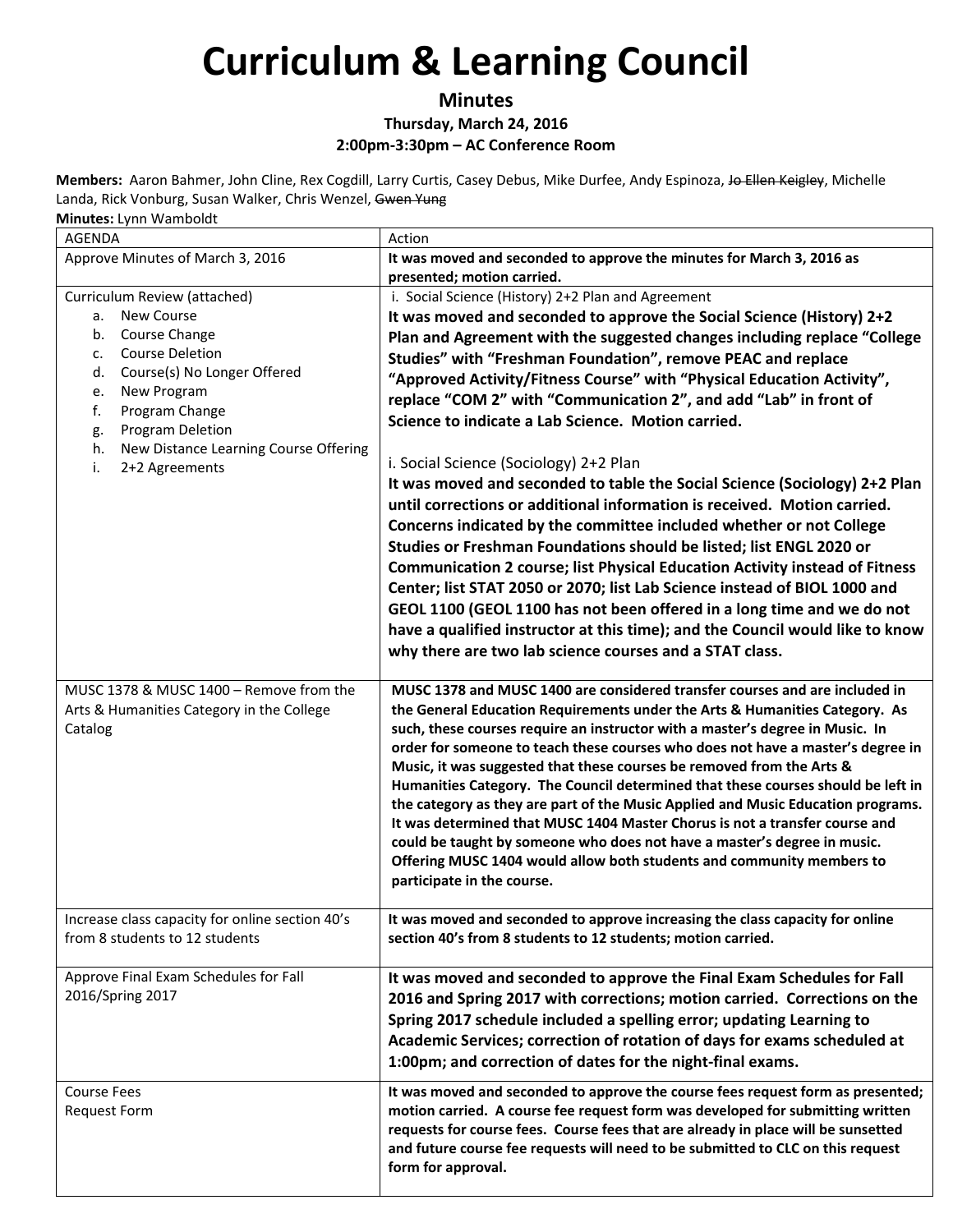# Curriculum & Learning Council

**Minutes**

**Thursday, March 24, 2016**

**2:00pm-3:30pm – AC Conference Room**

**Members:** Aaron Bahmer, John Cline, Rex Cogdill, Larry Curtis, Casey Debus, Mike Durfee, Andy Espinoza, ~~Jo Ellen Keigley~~, Michelle Landa, Rick Vonburg, Susan Walker, Chris Wenzel, ~~Gwen Yung~~

**Minutes:** Lynn Wamboldt

| AGENDA | Action |
|---|---|
| Approve Minutes of March 3, 2016 | **It was moved and seconded to approve the minutes for March 3, 2016 as presented; motion carried.** |
| Curriculum Review (attached)<br>a. New Course<br>b. Course Change<br>c. Course Deletion<br>d. Course(s) No Longer Offered<br>e. New Program<br>f. Program Change<br>g. Program Deletion<br>h. New Distance Learning Course Offering<br>i. 2+2 Agreements | i. Social Science (History) 2+2 Plan and Agreement<br>**It was moved and seconded to approve the Social Science (History) 2+2 Plan and Agreement with the suggested changes including replace "College Studies" with "Freshman Foundation", remove PEAC and replace "Approved Activity/Fitness Course" with "Physical Education Activity", replace "COM 2" with "Communication 2", and add "Lab" in front of Science to indicate a Lab Science. Motion carried.**<br><br>i. Social Science (Sociology) 2+2 Plan<br>**It was moved and seconded to table the Social Science (Sociology) 2+2 Plan until corrections or additional information is received. Motion carried. Concerns indicated by the committee included whether or not College Studies or Freshman Foundations should be listed; list ENGL 2020 or Communication 2 course; list Physical Education Activity instead of Fitness Center; list STAT 2050 or 2070; list Lab Science instead of BIOL 1000 and GEOL 1100 (GEOL 1100 has not been offered in a long time and we do not have a qualified instructor at this time); and the Council would like to know why there are two lab science courses and a STAT class.** |
| MUSC 1378 & MUSC 1400 – Remove from the Arts & Humanities Category in the College Catalog | **MUSC 1378 and MUSC 1400 are considered transfer courses and are included in the General Education Requirements under the Arts & Humanities Category. As such, these courses require an instructor with a master's degree in Music. In order for someone to teach these courses who does not have a master's degree in Music, it was suggested that these courses be removed from the Arts & Humanities Category. The Council determined that these courses should be left in the category as they are part of the Music Applied and Music Education programs. It was determined that MUSC 1404 Master Chorus is not a transfer course and could be taught by someone who does not have a master's degree in music. Offering MUSC 1404 would allow both students and community members to participate in the course.** |
| Increase class capacity for online section 40's from 8 students to 12 students | **It was moved and seconded to approve increasing the class capacity for online section 40's from 8 students to 12 students; motion carried.** |
| Approve Final Exam Schedules for Fall 2016/Spring 2017 | **It was moved and seconded to approve the Final Exam Schedules for Fall 2016 and Spring 2017 with corrections; motion carried. Corrections on the Spring 2017 schedule included a spelling error; updating Learning to Academic Services; correction of rotation of days for exams scheduled at 1:00pm; and correction of dates for the night-final exams.** |
| Course Fees<br>Request Form | **It was moved and seconded to approve the course fees request form as presented; motion carried. A course fee request form was developed for submitting written requests for course fees. Course fees that are already in place will be sunsetted and future course fee requests will need to be submitted to CLC on this request form for approval.** |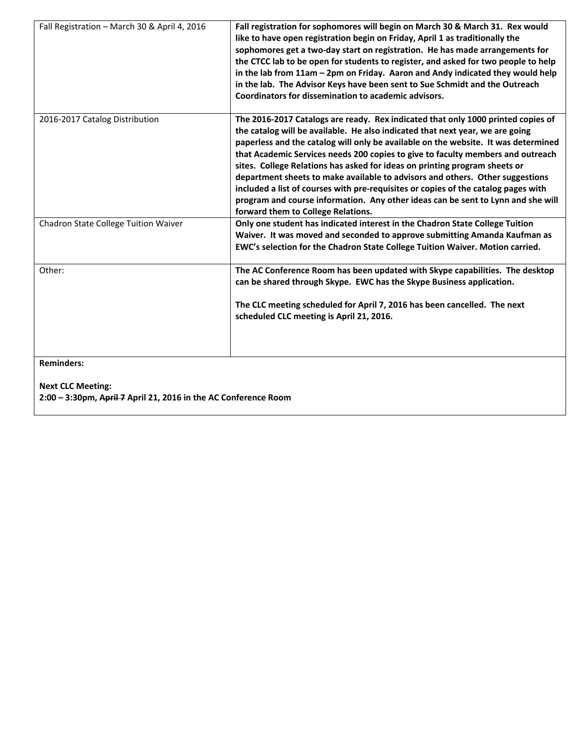| | |
|---|---|
| Fall Registration – March 30 & April 4, 2016 | **Fall registration for sophomores will begin on March 30 & March 31. Rex would like to have open registration begin on Friday, April 1 as traditionally the sophomores get a two-day start on registration. He has made arrangements for the CTCC lab to be open for students to register, and asked for two people to help in the lab from 11am – 2pm on Friday. Aaron and Andy indicated they would help in the lab. The Advisor Keys have been sent to Sue Schmidt and the Outreach Coordinators for dissemination to academic advisors.** |
| 2016-2017 Catalog Distribution | **The 2016-2017 Catalogs are ready. Rex indicated that only 1000 printed copies of the catalog will be available. He also indicated that next year, we are going paperless and the catalog will only be available on the website. It was determined that Academic Services needs 200 copies to give to faculty members and outreach sites. College Relations has asked for ideas on printing program sheets or department sheets to make available to advisors and others. Other suggestions included a list of courses with pre-requisites or copies of the catalog pages with program and course information. Any other ideas can be sent to Lynn and she will forward them to College Relations.** |
| Chadron State College Tuition Waiver | **Only one student has indicated interest in the Chadron State College Tuition Waiver. It was moved and seconded to approve submitting Amanda Kaufman as EWC's selection for the Chadron State College Tuition Waiver. Motion carried.** |
| Other: | **The AC Conference Room has been updated with Skype capabilities. The desktop can be shared through Skype. EWC has the Skype Business application.**<br><br>**The CLC meeting scheduled for April 7, 2016 has been cancelled. The next scheduled CLC meeting is April 21, 2016.** |

**Reminders:**

**Next CLC Meeting:**
**2:00 – 3:30pm, ~~April 7~~ April 21, 2016 in the AC Conference Room**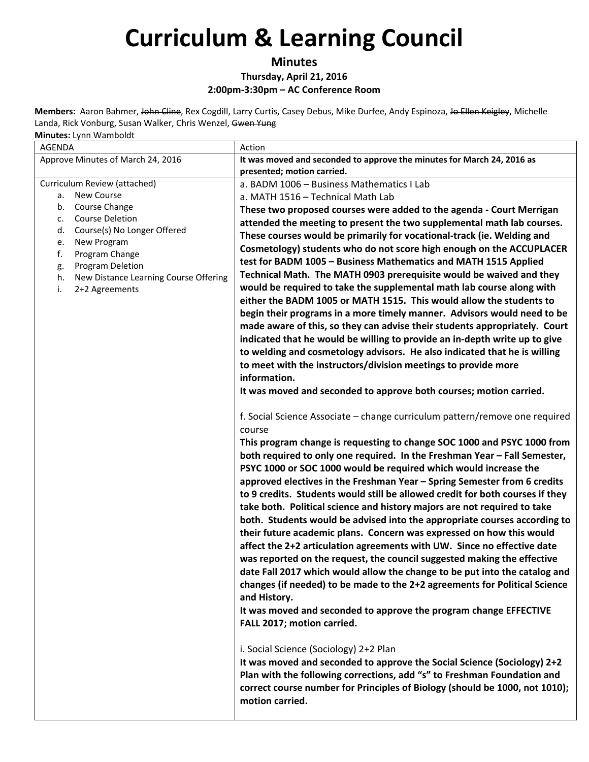# Curriculum & Learning Council

**Minutes**

**Thursday, April 21, 2016**

**2:00pm-3:30pm – AC Conference Room**

**Members:** Aaron Bahmer, ~~John Cline~~, Rex Cogdill, Larry Curtis, Casey Debus, Mike Durfee, Andy Espinoza, ~~Jo Ellen Keigley~~, Michelle Landa, Rick Vonburg, Susan Walker, Chris Wenzel, ~~Gwen Yung~~

**Minutes:** Lynn Wamboldt

| AGENDA | Action |
|---|---|
| Approve Minutes of March 24, 2016 | **It was moved and seconded to approve the minutes for March 24, 2016 as presented; motion carried.** |
| Curriculum Review (attached)<br>a. New Course<br>b. Course Change<br>c. Course Deletion<br>d. Course(s) No Longer Offered<br>e. New Program<br>f. Program Change<br>g. Program Deletion<br>h. New Distance Learning Course Offering<br>i. 2+2 Agreements | a. BADM 1006 – Business Mathematics I Lab<br>a. MATH 1516 – Technical Math Lab<br>**These two proposed courses were added to the agenda - Court Merrigan attended the meeting to present the two supplemental math lab courses. These courses would be primarily for vocational-track (ie. Welding and Cosmetology) students who do not score high enough on the ACCUPLACER test for BADM 1005 – Business Mathematics and MATH 1515 Applied Technical Math. The MATH 0903 prerequisite would be waived and they would be required to take the supplemental math lab course along with either the BADM 1005 or MATH 1515. This would allow the students to begin their programs in a more timely manner. Advisors would need to be made aware of this, so they can advise their students appropriately. Court indicated that he would be willing to provide an in-depth write up to give to welding and cosmetology advisors. He also indicated that he is willing to meet with the instructors/division meetings to provide more information.**<br>**It was moved and seconded to approve both courses; motion carried.**<br><br>f. Social Science Associate – change curriculum pattern/remove one required course<br>**This program change is requesting to change SOC 1000 and PSYC 1000 from both required to only one required. In the Freshman Year – Fall Semester, PSYC 1000 or SOC 1000 would be required which would increase the approved electives in the Freshman Year – Spring Semester from 6 credits to 9 credits. Students would still be allowed credit for both courses if they take both. Political science and history majors are not required to take both. Students would be advised into the appropriate courses according to their future academic plans. Concern was expressed on how this would affect the 2+2 articulation agreements with UW. Since no effective date was reported on the request, the council suggested making the effective date Fall 2017 which would allow the change to be put into the catalog and changes (if needed) to be made to the 2+2 agreements for Political Science and History.**<br>**It was moved and seconded to approve the program change EFFECTIVE FALL 2017; motion carried.**<br><br>i. Social Science (Sociology) 2+2 Plan<br>**It was moved and seconded to approve the Social Science (Sociology) 2+2 Plan with the following corrections, add "s" to Freshman Foundation and correct course number for Principles of Biology (should be 1000, not 1010); motion carried.** |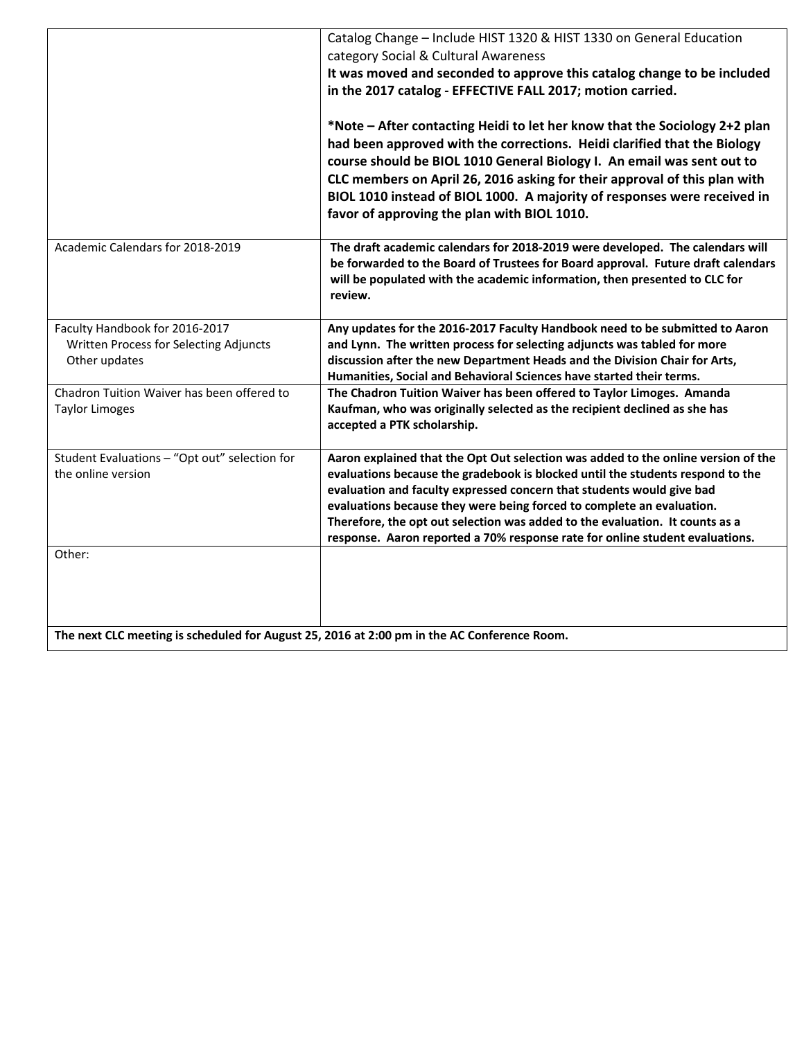| | |
|---|---|
| | Catalog Change – Include HIST 1320 & HIST 1330 on General Education category Social & Cultural Awareness<br>**It was moved and seconded to approve this catalog change to be included in the 2017 catalog - EFFECTIVE FALL 2017; motion carried.**<br><br>**\*Note – After contacting Heidi to let her know that the Sociology 2+2 plan had been approved with the corrections. Heidi clarified that the Biology course should be BIOL 1010 General Biology I. An email was sent out to CLC members on April 26, 2016 asking for their approval of this plan with BIOL 1010 instead of BIOL 1000. A majority of responses were received in favor of approving the plan with BIOL 1010.** |
| Academic Calendars for 2018-2019 | **The draft academic calendars for 2018-2019 were developed. The calendars will be forwarded to the Board of Trustees for Board approval. Future draft calendars will be populated with the academic information, then presented to CLC for review.** |
| Faculty Handbook for 2016-2017<br>Written Process for Selecting Adjuncts<br>Other updates | **Any updates for the 2016-2017 Faculty Handbook need to be submitted to Aaron and Lynn. The written process for selecting adjuncts was tabled for more discussion after the new Department Heads and the Division Chair for Arts, Humanities, Social and Behavioral Sciences have started their terms.** |
| Chadron Tuition Waiver has been offered to Taylor Limoges | **The Chadron Tuition Waiver has been offered to Taylor Limoges. Amanda Kaufman, who was originally selected as the recipient declined as she has accepted a PTK scholarship.** |
| Student Evaluations – "Opt out" selection for the online version | **Aaron explained that the Opt Out selection was added to the online version of the evaluations because the gradebook is blocked until the students respond to the evaluation and faculty expressed concern that students would give bad evaluations because they were being forced to complete an evaluation. Therefore, the opt out selection was added to the evaluation. It counts as a response. Aaron reported a 70% response rate for online student evaluations.** |
| Other: | |

**The next CLC meeting is scheduled for August 25, 2016 at 2:00 pm in the AC Conference Room.**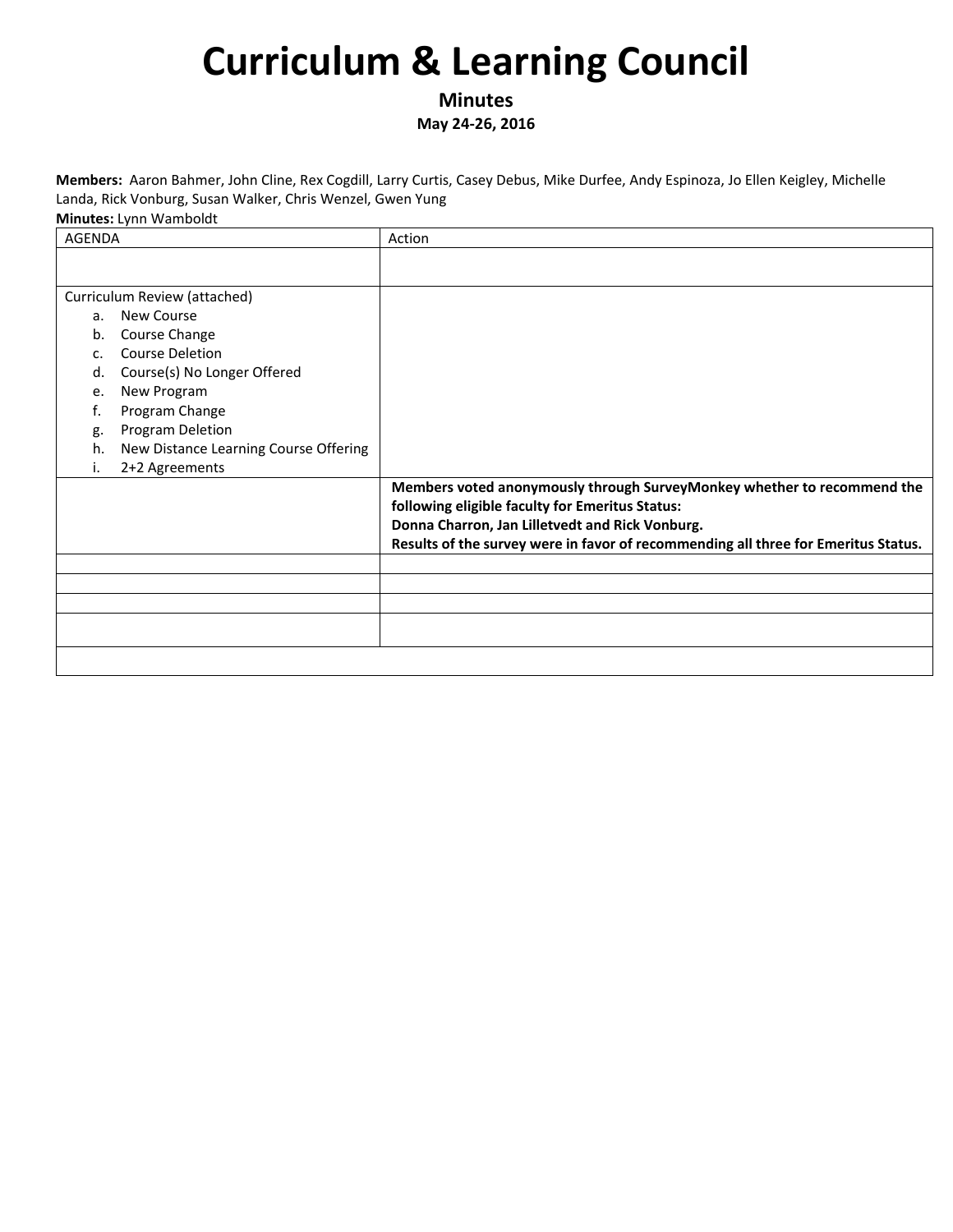# Curriculum & Learning Council

**Minutes**

**May 24-26, 2016**

**Members:** Aaron Bahmer, John Cline, Rex Cogdill, Larry Curtis, Casey Debus, Mike Durfee, Andy Espinoza, Jo Ellen Keigley, Michelle Landa, Rick Vonburg, Susan Walker, Chris Wenzel, Gwen Yung

**Minutes:** Lynn Wamboldt

| AGENDA | Action |
|---|---|
| | |
| Curriculum Review (attached)<br>a. New Course<br>b. Course Change<br>c. Course Deletion<br>d. Course(s) No Longer Offered<br>e. New Program<br>f. Program Change<br>g. Program Deletion<br>h. New Distance Learning Course Offering<br>i. 2+2 Agreements | |
| | **Members voted anonymously through SurveyMonkey whether to recommend the following eligible faculty for Emeritus Status:**<br>**Donna Charron, Jan Lilletvedt and Rick Vonburg.**<br>**Results of the survey were in favor of recommending all three for Emeritus Status.** |
| | |
| | |
| | |
| | |
| | |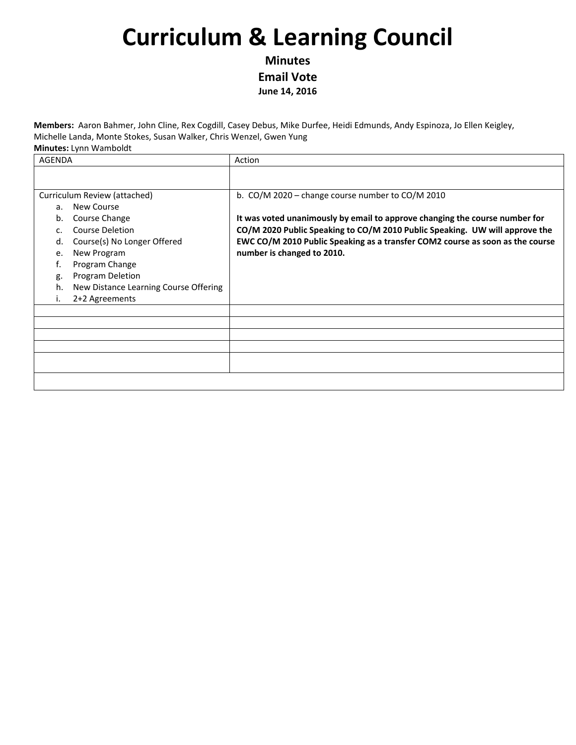# Curriculum & Learning Council

**Minutes**

**Email Vote**

**June 14, 2016**

**Members:** Aaron Bahmer, John Cline, Rex Cogdill, Casey Debus, Mike Durfee, Heidi Edmunds, Andy Espinoza, Jo Ellen Keigley, Michelle Landa, Monte Stokes, Susan Walker, Chris Wenzel, Gwen Yung

**Minutes:** Lynn Wamboldt

| AGENDA | Action |
|---|---|
| | |
| Curriculum Review (attached)<br>a. New Course<br>b. Course Change<br>c. Course Deletion<br>d. Course(s) No Longer Offered<br>e. New Program<br>f. Program Change<br>g. Program Deletion<br>h. New Distance Learning Course Offering<br>i. 2+2 Agreements | b. CO/M 2020 – change course number to CO/M 2010<br><br>**It was voted unanimously by email to approve changing the course number for CO/M 2020 Public Speaking to CO/M 2010 Public Speaking. UW will approve the EWC CO/M 2010 Public Speaking as a transfer COM2 course as soon as the course number is changed to 2010.** |
| | |
| | |
| | |
| | |
| | |
| | |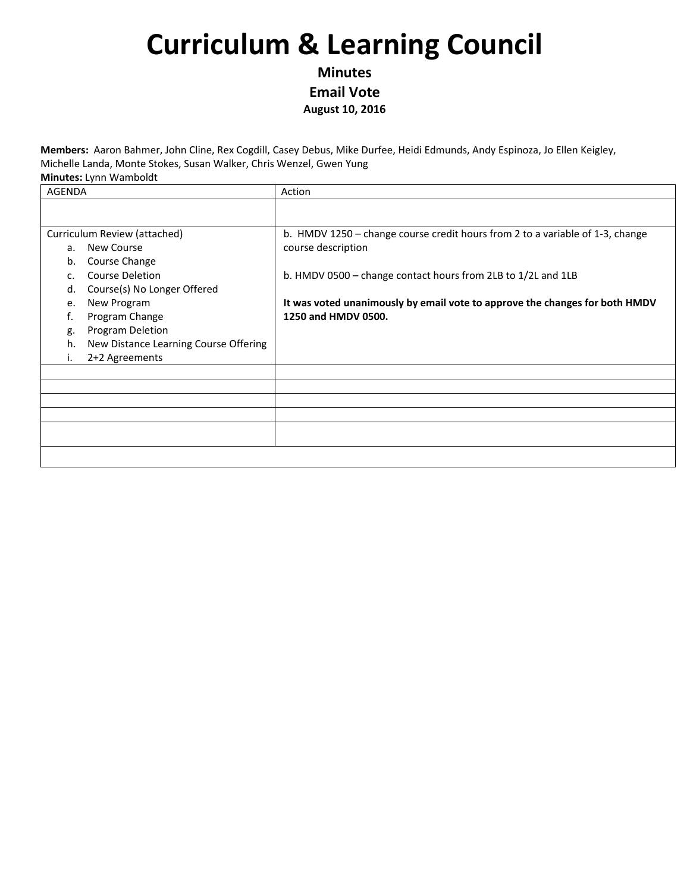# Curriculum & Learning Council

**Minutes**

**Email Vote**

**August 10, 2016**

**Members:** Aaron Bahmer, John Cline, Rex Cogdill, Casey Debus, Mike Durfee, Heidi Edmunds, Andy Espinoza, Jo Ellen Keigley, Michelle Landa, Monte Stokes, Susan Walker, Chris Wenzel, Gwen Yung

**Minutes:** Lynn Wamboldt

| AGENDA | Action |
|---|---|
| | |
| Curriculum Review (attached)<br>a. New Course<br>b. Course Change<br>c. Course Deletion<br>d. Course(s) No Longer Offered<br>e. New Program<br>f. Program Change<br>g. Program Deletion<br>h. New Distance Learning Course Offering<br>i. 2+2 Agreements | b. HMDV 1250 – change course credit hours from 2 to a variable of 1-3, change course description<br><br>b. HMDV 0500 – change contact hours from 2LB to 1/2L and 1LB<br><br>**It was voted unanimously by email vote to approve the changes for both HMDV 1250 and HMDV 0500.** |
| | |
| | |
| | |
| | |
| | |
| | |